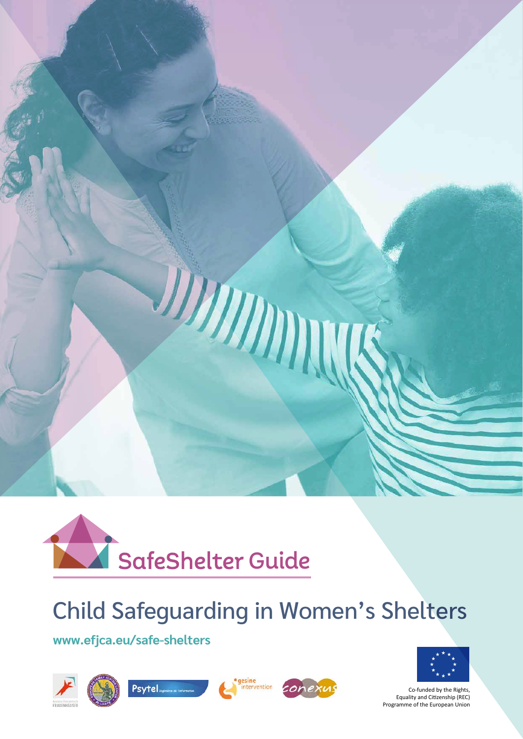# SafeShelter Guide

## Child Safeguarding in Women's Shelters

**www.efjca.eu/safe-shelters**

Co-funded by the Rights, Equality and Citizenship (REC) Programme of the European Union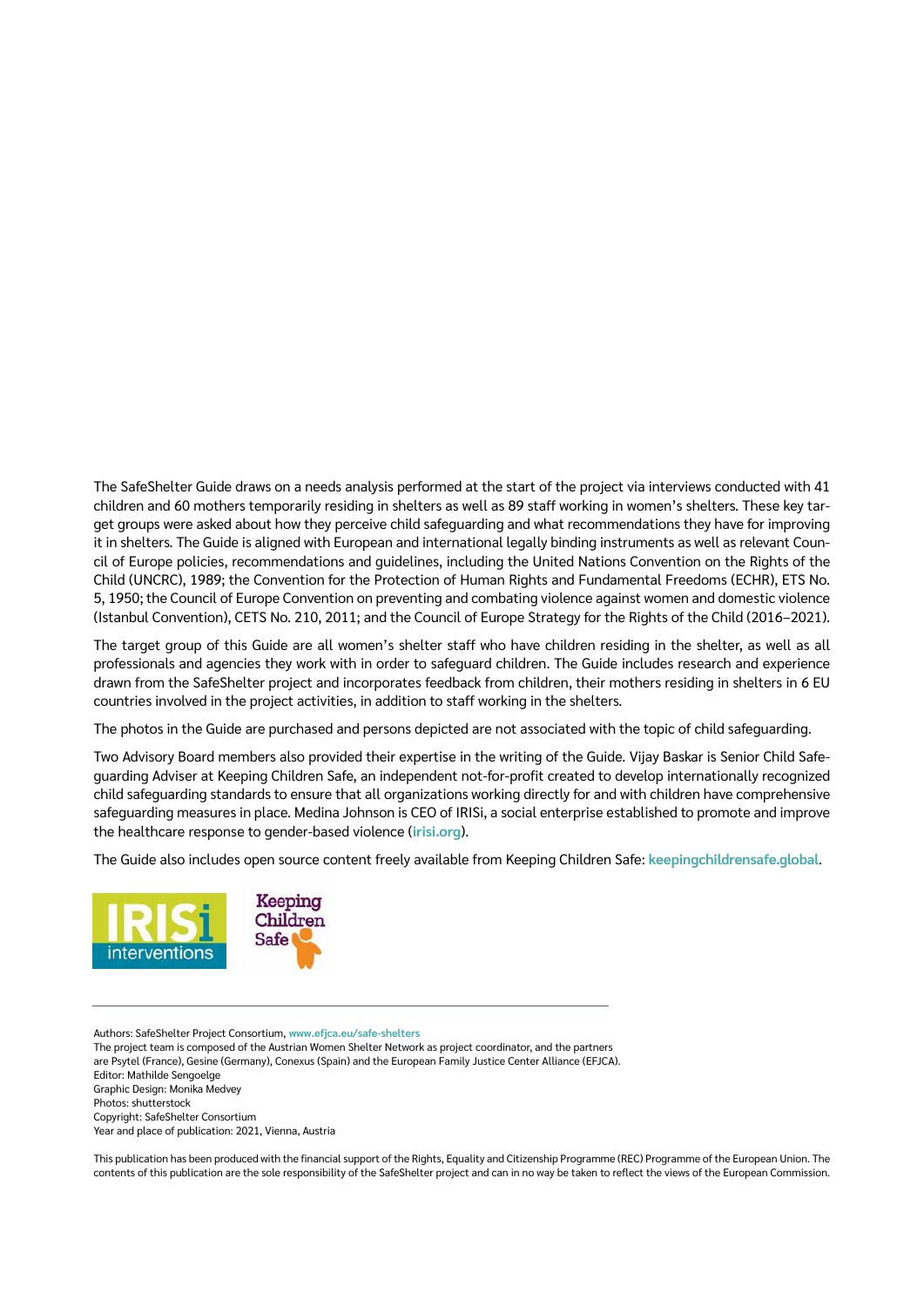The SafeShelter Guide draws on a needs analysis performed at the start of the project via interviews conducted with 41 children and 60 mothers temporarily residing in shelters as well as 89 staff working in women's shelters. These key target groups were asked about how they perceive child safeguarding and what recommendations they have for improving it in shelters. The Guide is aligned with European and international legally binding instruments as well as relevant Council of Europe policies, recommendations and guidelines, including the United Nations Convention on the Rights of the Child (UNCRC), 1989; the Convention for the Protection of Human Rights and Fundamental Freedoms (ECHR), ETS No. 5, 1950; the Council of Europe Convention on preventing and combating violence against women and domestic violence (Istanbul Convention), CETS No. 210, 2011; and the Council of Europe Strategy for the Rights of the Child (2016–2021).

The target group of this Guide are all women's shelter staff who have children residing in the shelter, as well as all professionals and agencies they work with in order to safeguard children. The Guide includes research and experience drawn from the SafeShelter project and incorporates feedback from children, their mothers residing in shelters in 6 EU countries involved in the project activities, in addition to staff working in the shelters.

The photos in the Guide are purchased and persons depicted are not associated with the topic of child safeguarding.

Two Advisory Board members also provided their expertise in the writing of the Guide. Vijay Baskar is Senior Child Safeguarding Adviser at Keeping Children Safe, an independent not-for-profit created to develop internationally recognized child safeguarding standards to ensure that all organizations working directly for and with children have comprehensive safeguarding measures in place. Medina Johnson is CEO of IRISi, a social enterprise established to promote and improve the healthcare response to gender-based violence (irisi.org).

The Guide also includes open source content freely available from Keeping Children Safe: keepingchildrensafe.global.

IRISi interventions

Keeping Children Safe

Authors: SafeShelter Project Consortium, www.efjca.eu/safe-shelters
The project team is composed of the Austrian Women Shelter Network as project coordinator, and the partners are Psytel (France), Gesine (Germany), Conexus (Spain) and the European Family Justice Center Alliance (EFJCA).
Editor: Mathilde Sengoelge
Graphic Design: Monika Medvey
Photos: shutterstock
Copyright: SafeShelter Consortium
Year and place of publication: 2021, Vienna, Austria

This publication has been produced with the financial support of the Rights, Equality and Citizenship Programme (REC) Programme of the European Union. The contents of this publication are the sole responsibility of the SafeShelter project and can in no way be taken to reflect the views of the European Commission.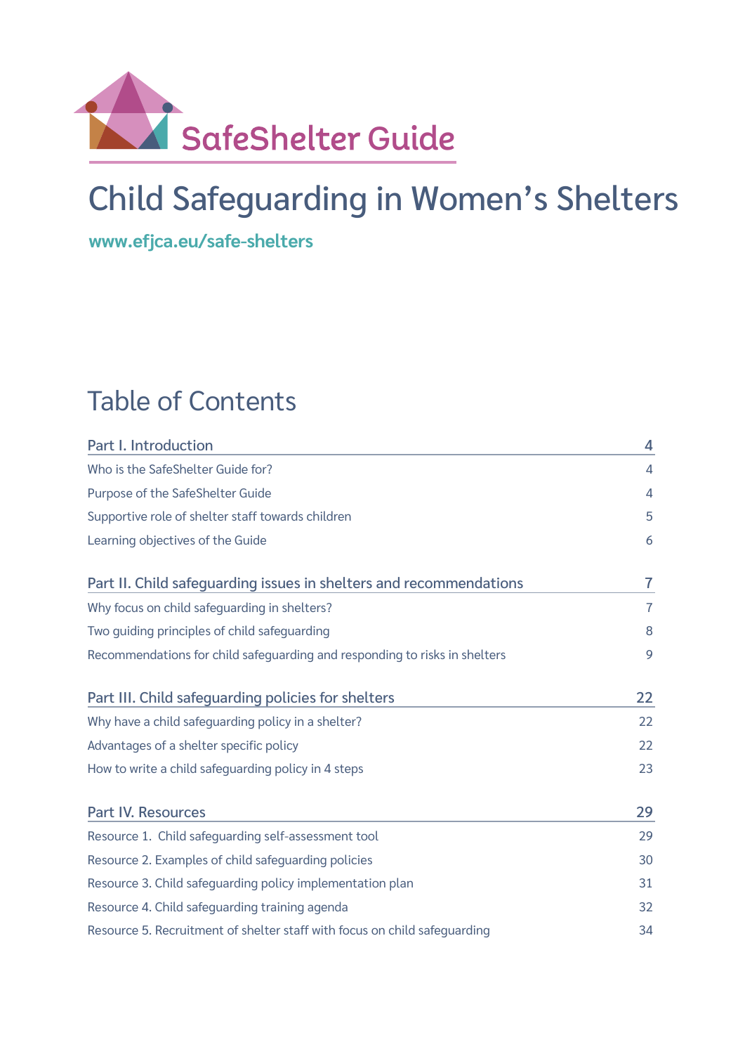SafeShelter Guide

# Child Safeguarding in Women's Shelters

**www.efjca.eu/safe-shelters**

## Table of Contents

| | |
|---|---|
| **Part I. Introduction** | **4** |
| Who is the SafeShelter Guide for? | 4 |
| Purpose of the SafeShelter Guide | 4 |
| Supportive role of shelter staff towards children | 5 |
| Learning objectives of the Guide | 6 |
| **Part II. Child safeguarding issues in shelters and recommendations** | **7** |
| Why focus on child safeguarding in shelters? | 7 |
| Two guiding principles of child safeguarding | 8 |
| Recommendations for child safeguarding and responding to risks in shelters | 9 |
| **Part III. Child safeguarding policies for shelters** | **22** |
| Why have a child safeguarding policy in a shelter? | 22 |
| Advantages of a shelter specific policy | 22 |
| How to write a child safeguarding policy in 4 steps | 23 |
| **Part IV. Resources** | **29** |
| Resource 1. Child safeguarding self-assessment tool | 29 |
| Resource 2. Examples of child safeguarding policies | 30 |
| Resource 3. Child safeguarding policy implementation plan | 31 |
| Resource 4. Child safeguarding training agenda | 32 |
| Resource 5. Recruitment of shelter staff with focus on child safeguarding | 34 |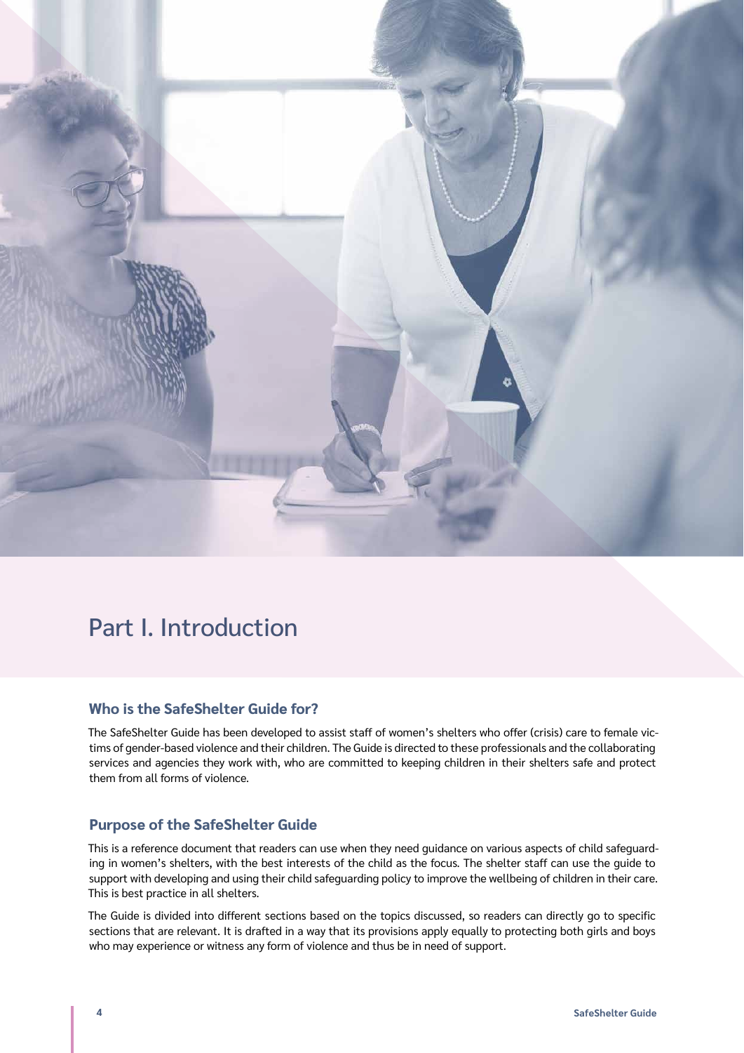# Part I. Introduction

## Who is the SafeShelter Guide for?

The SafeShelter Guide has been developed to assist staff of women's shelters who offer (crisis) care to female victims of gender-based violence and their children. The Guide is directed to these professionals and the collaborating services and agencies they work with, who are committed to keeping children in their shelters safe and protect them from all forms of violence.

## Purpose of the SafeShelter Guide

This is a reference document that readers can use when they need guidance on various aspects of child safeguarding in women's shelters, with the best interests of the child as the focus. The shelter staff can use the guide to support with developing and using their child safeguarding policy to improve the wellbeing of children in their care. This is best practice in all shelters.

The Guide is divided into different sections based on the topics discussed, so readers can directly go to specific sections that are relevant. It is drafted in a way that its provisions apply equally to protecting both girls and boys who may experience or witness any form of violence and thus be in need of support.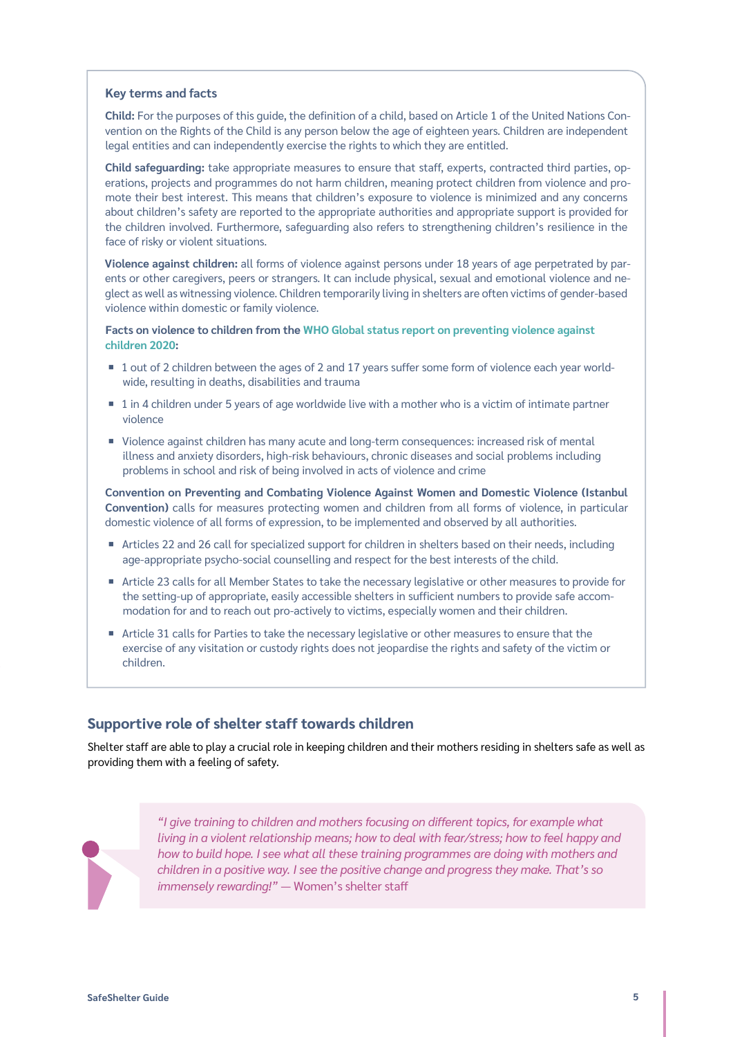### Key terms and facts

**Child:** For the purposes of this guide, the definition of a child, based on Article 1 of the United Nations Convention on the Rights of the Child is any person below the age of eighteen years. Children are independent legal entities and can independently exercise the rights to which they are entitled.

**Child safeguarding:** take appropriate measures to ensure that staff, experts, contracted third parties, operations, projects and programmes do not harm children, meaning protect children from violence and promote their best interest. This means that children's exposure to violence is minimized and any concerns about children's safety are reported to the appropriate authorities and appropriate support is provided for the children involved. Furthermore, safeguarding also refers to strengthening children's resilience in the face of risky or violent situations.

**Violence against children:** all forms of violence against persons under 18 years of age perpetrated by parents or other caregivers, peers or strangers. It can include physical, sexual and emotional violence and neglect as well as witnessing violence. Children temporarily living in shelters are often victims of gender-based violence within domestic or family violence.

**Facts on violence to children from the WHO Global status report on preventing violence against children 2020:**

- 1 out of 2 children between the ages of 2 and 17 years suffer some form of violence each year worldwide, resulting in deaths, disabilities and trauma
- 1 in 4 children under 5 years of age worldwide live with a mother who is a victim of intimate partner violence
- Violence against children has many acute and long-term consequences: increased risk of mental illness and anxiety disorders, high-risk behaviours, chronic diseases and social problems including problems in school and risk of being involved in acts of violence and crime

**Convention on Preventing and Combating Violence Against Women and Domestic Violence (Istanbul Convention)** calls for measures protecting women and children from all forms of violence, in particular domestic violence of all forms of expression, to be implemented and observed by all authorities.

- Articles 22 and 26 call for specialized support for children in shelters based on their needs, including age-appropriate psycho-social counselling and respect for the best interests of the child.
- Article 23 calls for all Member States to take the necessary legislative or other measures to provide for the setting-up of appropriate, easily accessible shelters in sufficient numbers to provide safe accommodation for and to reach out pro-actively to victims, especially women and their children.
- Article 31 calls for Parties to take the necessary legislative or other measures to ensure that the exercise of any visitation or custody rights does not jeopardise the rights and safety of the victim or children.

## Supportive role of shelter staff towards children

Shelter staff are able to play a crucial role in keeping children and their mothers residing in shelters safe as well as providing them with a feeling of safety.

> *"I give training to children and mothers focusing on different topics, for example what living in a violent relationship means; how to deal with fear/stress; how to feel happy and how to build hope. I see what all these training programmes are doing with mothers and children in a positive way. I see the positive change and progress they make. That's so immensely rewarding!"* — Women's shelter staff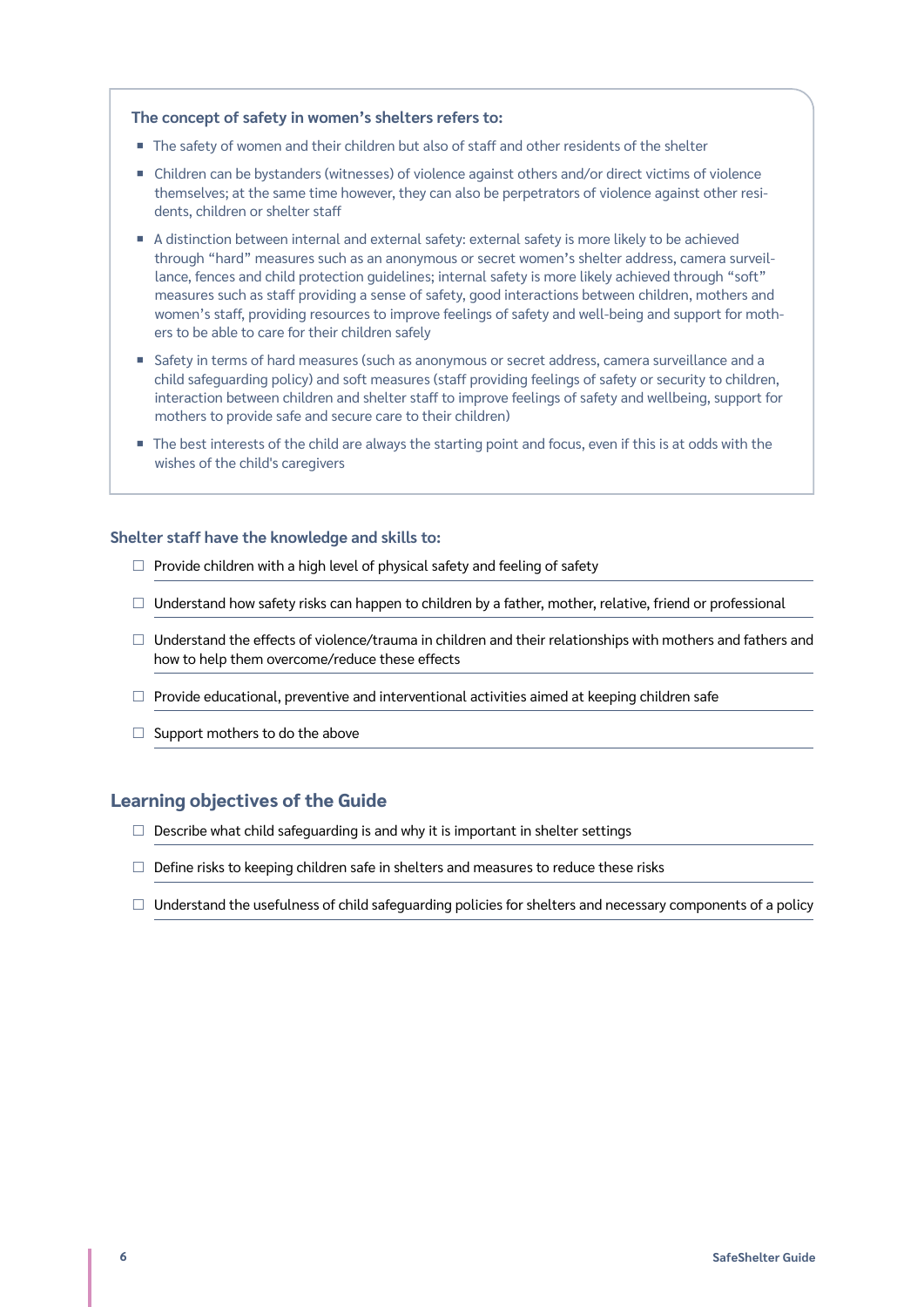**The concept of safety in women's shelters refers to:**

- The safety of women and their children but also of staff and other residents of the shelter
- Children can be bystanders (witnesses) of violence against others and/or direct victims of violence themselves; at the same time however, they can also be perpetrators of violence against other residents, children or shelter staff
- A distinction between internal and external safety: external safety is more likely to be achieved through "hard" measures such as an anonymous or secret women's shelter address, camera surveillance, fences and child protection guidelines; internal safety is more likely achieved through "soft" measures such as staff providing a sense of safety, good interactions between children, mothers and women's staff, providing resources to improve feelings of safety and well-being and support for mothers to be able to care for their children safely
- Safety in terms of hard measures (such as anonymous or secret address, camera surveillance and a child safeguarding policy) and soft measures (staff providing feelings of safety or security to children, interaction between children and shelter staff to improve feelings of safety and wellbeing, support for mothers to provide safe and secure care to their children)
- The best interests of the child are always the starting point and focus, even if this is at odds with the wishes of the child's caregivers

### Shelter staff have the knowledge and skills to:

- ☐ Provide children with a high level of physical safety and feeling of safety
- ☐ Understand how safety risks can happen to children by a father, mother, relative, friend or professional
- ☐ Understand the effects of violence/trauma in children and their relationships with mothers and fathers and how to help them overcome/reduce these effects
- ☐ Provide educational, preventive and interventional activities aimed at keeping children safe
- ☐ Support mothers to do the above

## Learning objectives of the Guide

- ☐ Describe what child safeguarding is and why it is important in shelter settings
- ☐ Define risks to keeping children safe in shelters and measures to reduce these risks
- ☐ Understand the usefulness of child safeguarding policies for shelters and necessary components of a policy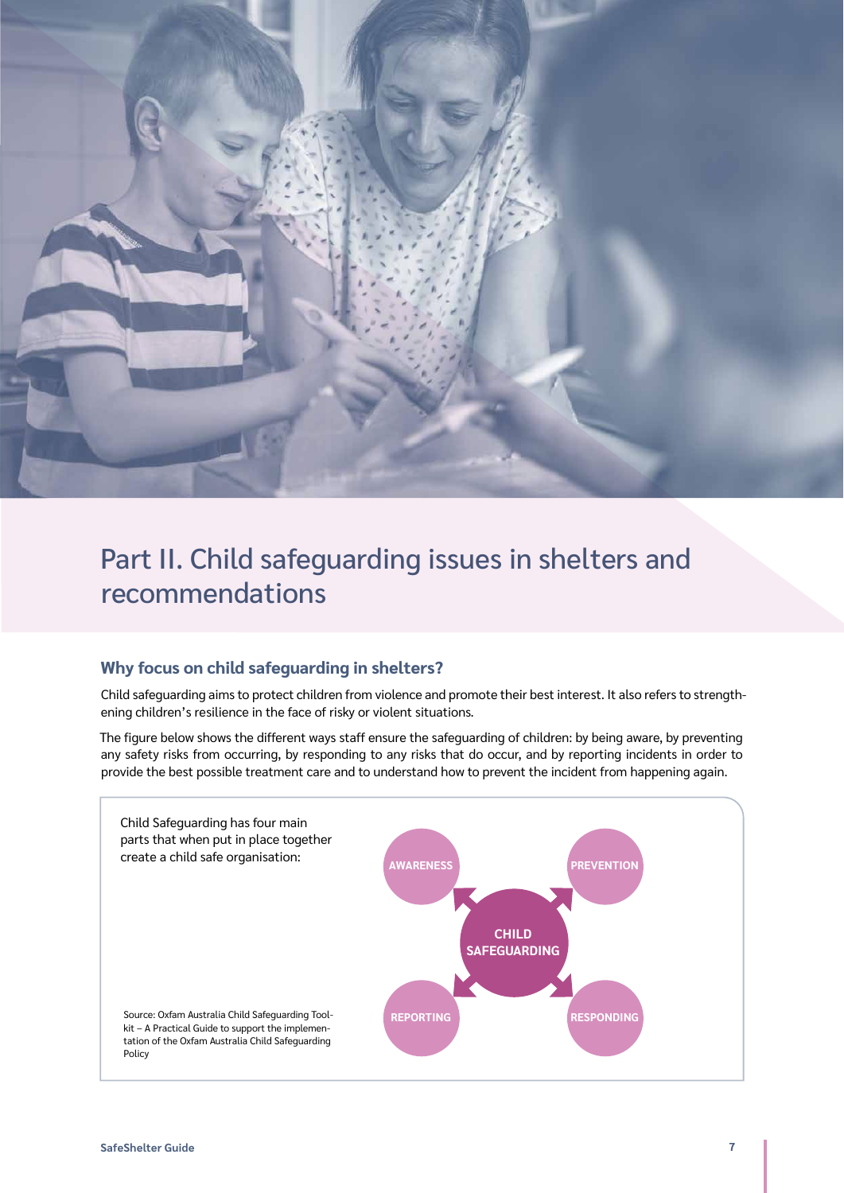# Part II. Child safeguarding issues in shelters and recommendations

## Why focus on child safeguarding in shelters?

Child safeguarding aims to protect children from violence and promote their best interest. It also refers to strengthening children's resilience in the face of risky or violent situations.

The figure below shows the different ways staff ensure the safeguarding of children: by being aware, by preventing any safety risks from occurring, by responding to any risks that do occur, and by reporting incidents in order to provide the best possible treatment care and to understand how to prevent the incident from happening again.

Child Safeguarding has four main parts that when put in place together create a child safe organisation:

CHILD SAFEGUARDING

- AWARENESS
- PREVENTION
- REPORTING
- RESPONDING

Source: Oxfam Australia Child Safeguarding Toolkit – A Practical Guide to support the implementation of the Oxfam Australia Child Safeguarding Policy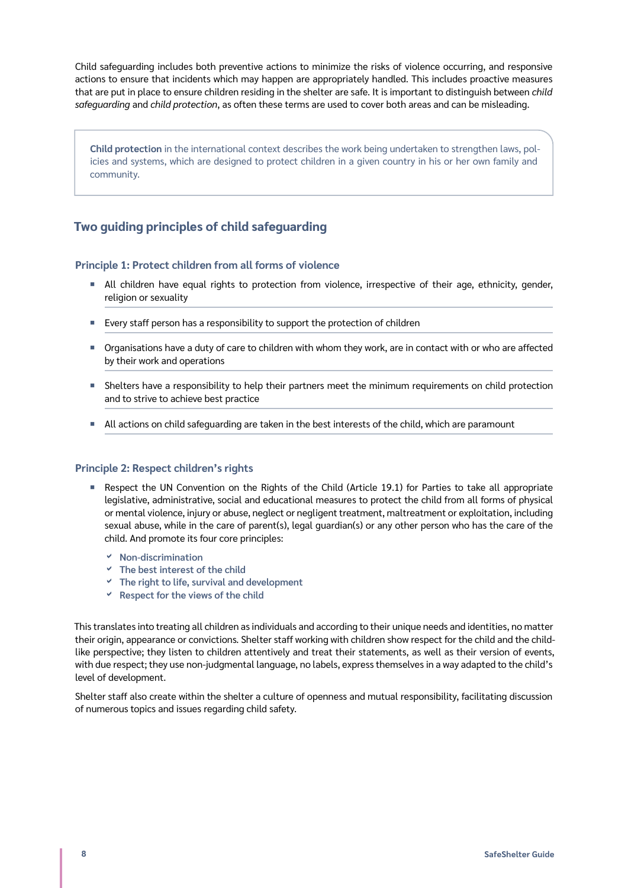Child safeguarding includes both preventive actions to minimize the risks of violence occurring, and responsive actions to ensure that incidents which may happen are appropriately handled. This includes proactive measures that are put in place to ensure children residing in the shelter are safe. It is important to distinguish between *child safeguarding* and *child protection*, as often these terms are used to cover both areas and can be misleading.

> **Child protection** in the international context describes the work being undertaken to strengthen laws, policies and systems, which are designed to protect children in a given country in his or her own family and community.

## Two guiding principles of child safeguarding

### Principle 1: Protect children from all forms of violence

- All children have equal rights to protection from violence, irrespective of their age, ethnicity, gender, religion or sexuality
- Every staff person has a responsibility to support the protection of children
- Organisations have a duty of care to children with whom they work, are in contact with or who are affected by their work and operations
- Shelters have a responsibility to help their partners meet the minimum requirements on child protection and to strive to achieve best practice
- All actions on child safeguarding are taken in the best interests of the child, which are paramount

### Principle 2: Respect children's rights

- Respect the UN Convention on the Rights of the Child (Article 19.1) for Parties to take all appropriate legislative, administrative, social and educational measures to protect the child from all forms of physical or mental violence, injury or abuse, neglect or negligent treatment, maltreatment or exploitation, including sexual abuse, while in the care of parent(s), legal guardian(s) or any other person who has the care of the child. And promote its four core principles:
  - Non-discrimination
  - The best interest of the child
  - The right to life, survival and development
  - Respect for the views of the child

This translates into treating all children as individuals and according to their unique needs and identities, no matter their origin, appearance or convictions. Shelter staff working with children show respect for the child and the child-like perspective; they listen to children attentively and treat their statements, as well as their version of events, with due respect; they use non-judgmental language, no labels, express themselves in a way adapted to the child's level of development.

Shelter staff also create within the shelter a culture of openness and mutual responsibility, facilitating discussion of numerous topics and issues regarding child safety.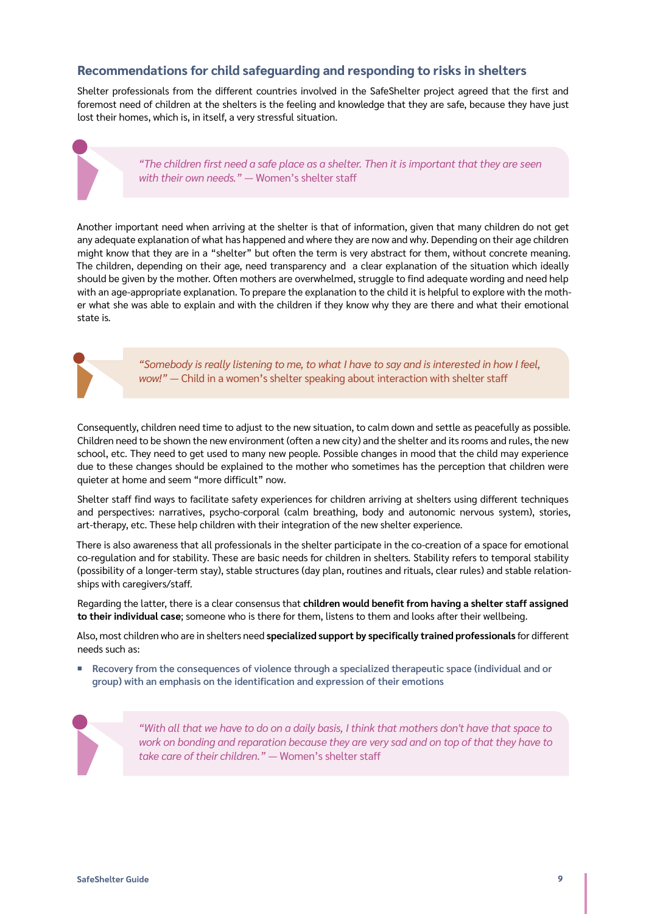## Recommendations for child safeguarding and responding to risks in shelters

Shelter professionals from the different countries involved in the SafeShelter project agreed that the first and foremost need of children at the shelters is the feeling and knowledge that they are safe, because they have just lost their homes, which is, in itself, a very stressful situation.

> *"The children first need a safe place as a shelter. Then it is important that they are seen with their own needs."* — Women's shelter staff

Another important need when arriving at the shelter is that of information, given that many children do not get any adequate explanation of what has happened and where they are now and why. Depending on their age children might know that they are in a "shelter" but often the term is very abstract for them, without concrete meaning. The children, depending on their age, need transparency and a clear explanation of the situation which ideally should be given by the mother. Often mothers are overwhelmed, struggle to find adequate wording and need help with an age-appropriate explanation. To prepare the explanation to the child it is helpful to explore with the mother what she was able to explain and with the children if they know why they are there and what their emotional state is.

> *"Somebody is really listening to me, to what I have to say and is interested in how I feel, wow!"* — Child in a women's shelter speaking about interaction with shelter staff

Consequently, children need time to adjust to the new situation, to calm down and settle as peacefully as possible. Children need to be shown the new environment (often a new city) and the shelter and its rooms and rules, the new school, etc. They need to get used to many new people. Possible changes in mood that the child may experience due to these changes should be explained to the mother who sometimes has the perception that children were quieter at home and seem "more difficult" now.

Shelter staff find ways to facilitate safety experiences for children arriving at shelters using different techniques and perspectives: narratives, psycho-corporal (calm breathing, body and autonomic nervous system), stories, art-therapy, etc. These help children with their integration of the new shelter experience.

There is also awareness that all professionals in the shelter participate in the co-creation of a space for emotional co-regulation and for stability. These are basic needs for children in shelters. Stability refers to temporal stability (possibility of a longer-term stay), stable structures (day plan, routines and rituals, clear rules) and stable relationships with caregivers/staff.

Regarding the latter, there is a clear consensus that **children would benefit from having a shelter staff assigned to their individual case**; someone who is there for them, listens to them and looks after their wellbeing.

Also, most children who are in shelters need **specialized support by specifically trained professionals** for different needs such as:

- Recovery from the consequences of violence through a specialized therapeutic space (individual and or group) with an emphasis on the identification and expression of their emotions

> *"With all that we have to do on a daily basis, I think that mothers don't have that space to work on bonding and reparation because they are very sad and on top of that they have to take care of their children."* — Women's shelter staff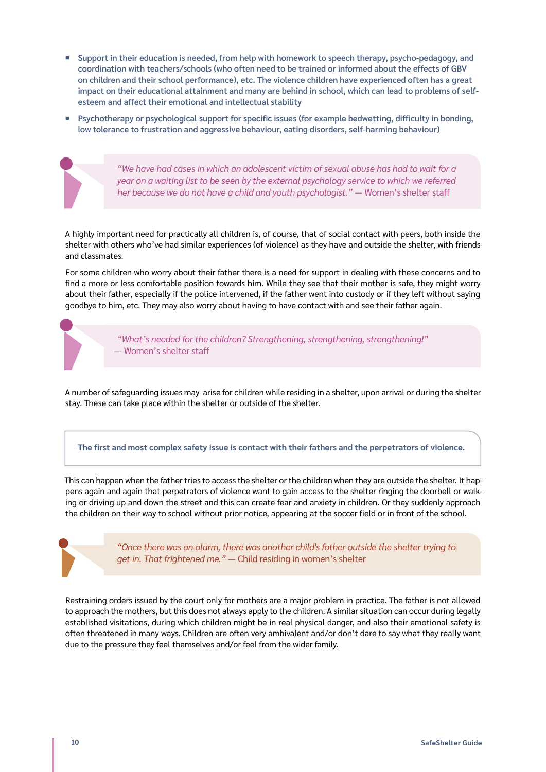- Support in their education is needed, from help with homework to speech therapy, psycho-pedagogy, and coordination with teachers/schools (who often need to be trained or informed about the effects of GBV on children and their school performance), etc. The violence children have experienced often has a great impact on their educational attainment and many are behind in school, which can lead to problems of self-esteem and affect their emotional and intellectual stability
- Psychotherapy or psychological support for specific issues (for example bedwetting, difficulty in bonding, low tolerance to frustration and aggressive behaviour, eating disorders, self-harming behaviour)

> *"We have had cases in which an adolescent victim of sexual abuse has had to wait for a year on a waiting list to be seen by the external psychology service to which we referred her because we do not have a child and youth psychologist."* — Women's shelter staff

A highly important need for practically all children is, of course, that of social contact with peers, both inside the shelter with others who've had similar experiences (of violence) as they have and outside the shelter, with friends and classmates.

For some children who worry about their father there is a need for support in dealing with these concerns and to find a more or less comfortable position towards him. While they see that their mother is safe, they might worry about their father, especially if the police intervened, if the father went into custody or if they left without saying goodbye to him, etc. They may also worry about having to have contact with and see their father again.

> *"What's needed for the children? Strengthening, strengthening, strengthening!"* — Women's shelter staff

A number of safeguarding issues may arise for children while residing in a shelter, upon arrival or during the shelter stay. These can take place within the shelter or outside of the shelter.

**The first and most complex safety issue is contact with their fathers and the perpetrators of violence.**

This can happen when the father tries to access the shelter or the children when they are outside the shelter. It happens again and again that perpetrators of violence want to gain access to the shelter ringing the doorbell or walking or driving up and down the street and this can create fear and anxiety in children. Or they suddenly approach the children on their way to school without prior notice, appearing at the soccer field or in front of the school.

> *"Once there was an alarm, there was another child's father outside the shelter trying to get in. That frightened me."* — Child residing in women's shelter

Restraining orders issued by the court only for mothers are a major problem in practice. The father is not allowed to approach the mothers, but this does not always apply to the children. A similar situation can occur during legally established visitations, during which children might be in real physical danger, and also their emotional safety is often threatened in many ways. Children are often very ambivalent and/or don't dare to say what they really want due to the pressure they feel themselves and/or feel from the wider family.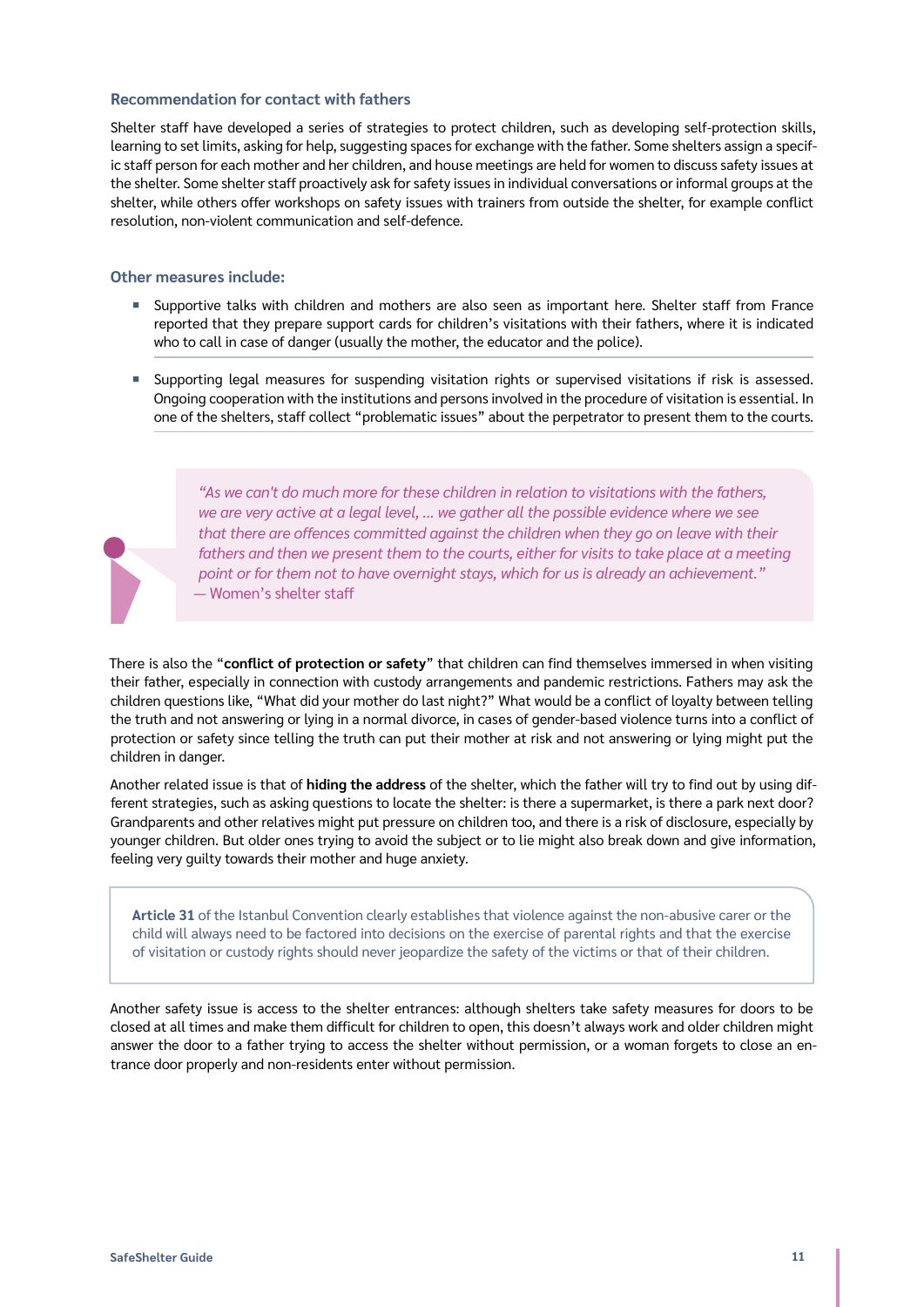### Recommendation for contact with fathers

Shelter staff have developed a series of strategies to protect children, such as developing self-protection skills, learning to set limits, asking for help, suggesting spaces for exchange with the father. Some shelters assign a specific staff person for each mother and her children, and house meetings are held for women to discuss safety issues at the shelter. Some shelter staff proactively ask for safety issues in individual conversations or informal groups at the shelter, while others offer workshops on safety issues with trainers from outside the shelter, for example conflict resolution, non-violent communication and self-defence.

### Other measures include:

- Supportive talks with children and mothers are also seen as important here. Shelter staff from France reported that they prepare support cards for children's visitations with their fathers, where it is indicated who to call in case of danger (usually the mother, the educator and the police).
- Supporting legal measures for suspending visitation rights or supervised visitations if risk is assessed. Ongoing cooperation with the institutions and persons involved in the procedure of visitation is essential. In one of the shelters, staff collect "problematic issues" about the perpetrator to present them to the courts.

> *"As we can't do much more for these children in relation to visitations with the fathers, we are very active at a legal level, ... we gather all the possible evidence where we see that there are offences committed against the children when they go on leave with their fathers and then we present them to the courts, either for visits to take place at a meeting point or for them not to have overnight stays, which for us is already an achievement."*
> — Women's shelter staff

There is also the "**conflict of protection or safety**" that children can find themselves immersed in when visiting their father, especially in connection with custody arrangements and pandemic restrictions. Fathers may ask the children questions like, "What did your mother do last night?" What would be a conflict of loyalty between telling the truth and not answering or lying in a normal divorce, in cases of gender-based violence turns into a conflict of protection or safety since telling the truth can put their mother at risk and not answering or lying might put the children in danger.

Another related issue is that of **hiding the address** of the shelter, which the father will try to find out by using different strategies, such as asking questions to locate the shelter: is there a supermarket, is there a park next door? Grandparents and other relatives might put pressure on children too, and there is a risk of disclosure, especially by younger children. But older ones trying to avoid the subject or to lie might also break down and give information, feeling very guilty towards their mother and huge anxiety.

> **Article 31** of the Istanbul Convention clearly establishes that violence against the non-abusive carer or the child will always need to be factored into decisions on the exercise of parental rights and that the exercise of visitation or custody rights should never jeopardize the safety of the victims or that of their children.

Another safety issue is access to the shelter entrances: although shelters take safety measures for doors to be closed at all times and make them difficult for children to open, this doesn't always work and older children might answer the door to a father trying to access the shelter without permission, or a woman forgets to close an entrance door properly and non-residents enter without permission.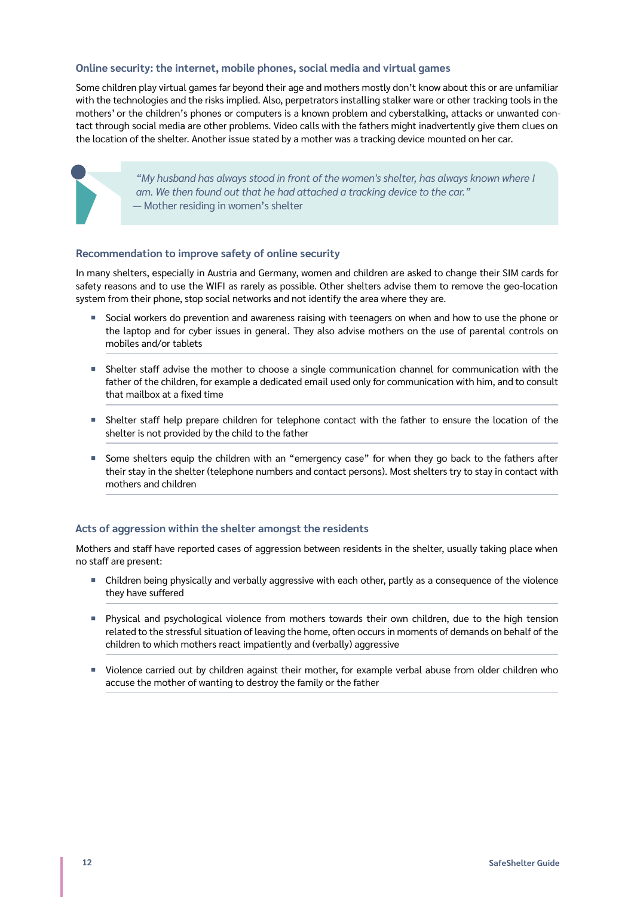### Online security: the internet, mobile phones, social media and virtual games

Some children play virtual games far beyond their age and mothers mostly don't know about this or are unfamiliar with the technologies and the risks implied. Also, perpetrators installing stalker ware or other tracking tools in the mothers' or the children's phones or computers is a known problem and cyberstalking, attacks or unwanted contact through social media are other problems. Video calls with the fathers might inadvertently give them clues on the location of the shelter. Another issue stated by a mother was a tracking device mounted on her car.

> *"My husband has always stood in front of the women's shelter, has always known where I am. We then found out that he had attached a tracking device to the car."*
> — Mother residing in women's shelter

### Recommendation to improve safety of online security

In many shelters, especially in Austria and Germany, women and children are asked to change their SIM cards for safety reasons and to use the WIFI as rarely as possible. Other shelters advise them to remove the geo-location system from their phone, stop social networks and not identify the area where they are.

- Social workers do prevention and awareness raising with teenagers on when and how to use the phone or the laptop and for cyber issues in general. They also advise mothers on the use of parental controls on mobiles and/or tablets
- Shelter staff advise the mother to choose a single communication channel for communication with the father of the children, for example a dedicated email used only for communication with him, and to consult that mailbox at a fixed time
- Shelter staff help prepare children for telephone contact with the father to ensure the location of the shelter is not provided by the child to the father
- Some shelters equip the children with an "emergency case" for when they go back to the fathers after their stay in the shelter (telephone numbers and contact persons). Most shelters try to stay in contact with mothers and children

### Acts of aggression within the shelter amongst the residents

Mothers and staff have reported cases of aggression between residents in the shelter, usually taking place when no staff are present:

- Children being physically and verbally aggressive with each other, partly as a consequence of the violence they have suffered
- Physical and psychological violence from mothers towards their own children, due to the high tension related to the stressful situation of leaving the home, often occurs in moments of demands on behalf of the children to which mothers react impatiently and (verbally) aggressive
- Violence carried out by children against their mother, for example verbal abuse from older children who accuse the mother of wanting to destroy the family or the father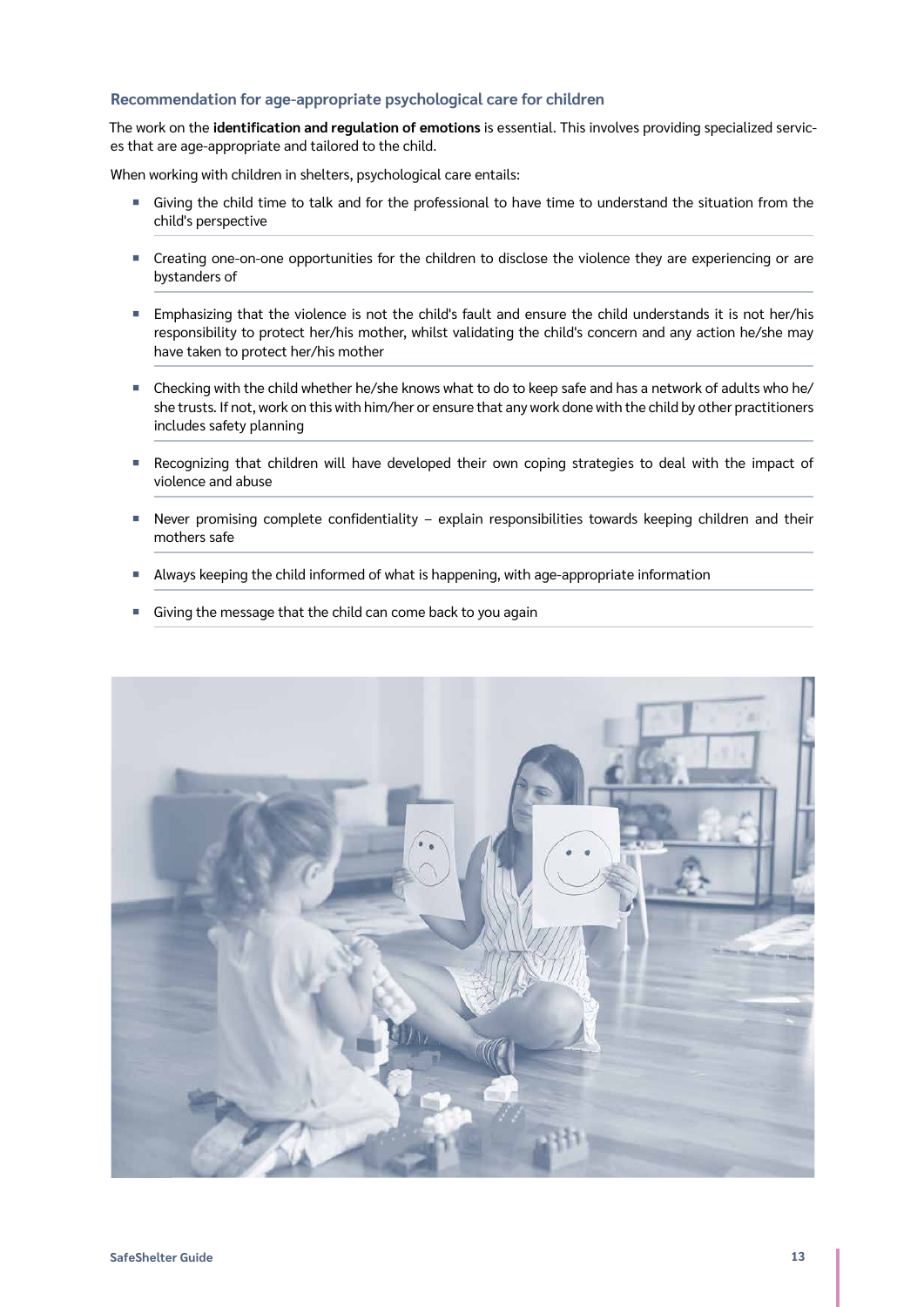### Recommendation for age-appropriate psychological care for children

The work on the **identification and regulation of emotions** is essential. This involves providing specialized services that are age-appropriate and tailored to the child.

When working with children in shelters, psychological care entails:

- Giving the child time to talk and for the professional to have time to understand the situation from the child's perspective
- Creating one-on-one opportunities for the children to disclose the violence they are experiencing or are bystanders of
- Emphasizing that the violence is not the child's fault and ensure the child understands it is not her/his responsibility to protect her/his mother, whilst validating the child's concern and any action he/she may have taken to protect her/his mother
- Checking with the child whether he/she knows what to do to keep safe and has a network of adults who he/she trusts. If not, work on this with him/her or ensure that any work done with the child by other practitioners includes safety planning
- Recognizing that children will have developed their own coping strategies to deal with the impact of violence and abuse
- Never promising complete confidentiality – explain responsibilities towards keeping children and their mothers safe
- Always keeping the child informed of what is happening, with age-appropriate information
- Giving the message that the child can come back to you again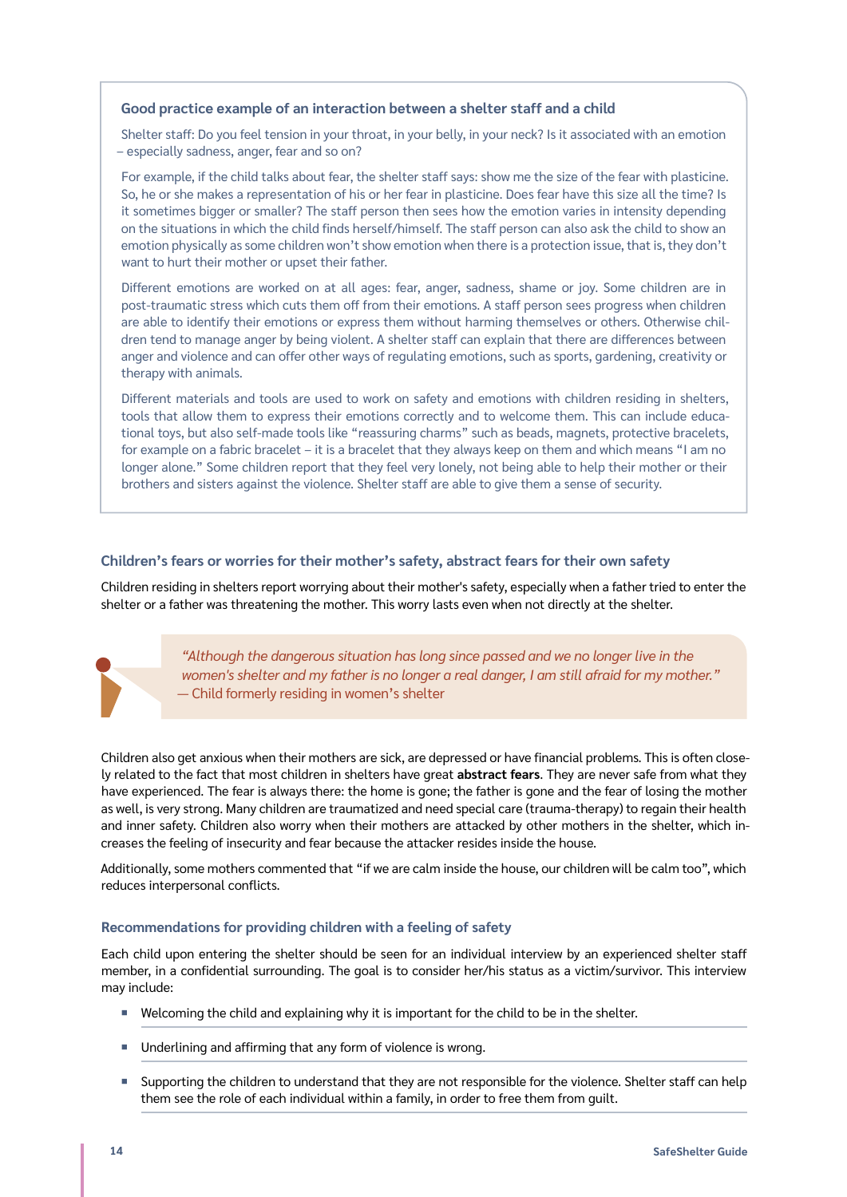### Good practice example of an interaction between a shelter staff and a child

Shelter staff: Do you feel tension in your throat, in your belly, in your neck? Is it associated with an emotion – especially sadness, anger, fear and so on?

For example, if the child talks about fear, the shelter staff says: show me the size of the fear with plasticine. So, he or she makes a representation of his or her fear in plasticine. Does fear have this size all the time? Is it sometimes bigger or smaller? The staff person then sees how the emotion varies in intensity depending on the situations in which the child finds herself/himself. The staff person can also ask the child to show an emotion physically as some children won't show emotion when there is a protection issue, that is, they don't want to hurt their mother or upset their father.

Different emotions are worked on at all ages: fear, anger, sadness, shame or joy. Some children are in post-traumatic stress which cuts them off from their emotions. A staff person sees progress when children are able to identify their emotions or express them without harming themselves or others. Otherwise children tend to manage anger by being violent. A shelter staff can explain that there are differences between anger and violence and can offer other ways of regulating emotions, such as sports, gardening, creativity or therapy with animals.

Different materials and tools are used to work on safety and emotions with children residing in shelters, tools that allow them to express their emotions correctly and to welcome them. This can include educational toys, but also self-made tools like "reassuring charms" such as beads, magnets, protective bracelets, for example on a fabric bracelet – it is a bracelet that they always keep on them and which means "I am no longer alone." Some children report that they feel very lonely, not being able to help their mother or their brothers and sisters against the violence. Shelter staff are able to give them a sense of security.

### Children's fears or worries for their mother's safety, abstract fears for their own safety

Children residing in shelters report worrying about their mother's safety, especially when a father tried to enter the shelter or a father was threatening the mother. This worry lasts even when not directly at the shelter.

> *"Although the dangerous situation has long since passed and we no longer live in the women's shelter and my father is no longer a real danger, I am still afraid for my mother."*
> — Child formerly residing in women's shelter

Children also get anxious when their mothers are sick, are depressed or have financial problems. This is often closely related to the fact that most children in shelters have great **abstract fears**. They are never safe from what they have experienced. The fear is always there: the home is gone; the father is gone and the fear of losing the mother as well, is very strong. Many children are traumatized and need special care (trauma-therapy) to regain their health and inner safety. Children also worry when their mothers are attacked by other mothers in the shelter, which increases the feeling of insecurity and fear because the attacker resides inside the house.

Additionally, some mothers commented that "if we are calm inside the house, our children will be calm too", which reduces interpersonal conflicts.

#### Recommendations for providing children with a feeling of safety

Each child upon entering the shelter should be seen for an individual interview by an experienced shelter staff member, in a confidential surrounding. The goal is to consider her/his status as a victim/survivor. This interview may include:

- Welcoming the child and explaining why it is important for the child to be in the shelter.
- Underlining and affirming that any form of violence is wrong.
- Supporting the children to understand that they are not responsible for the violence. Shelter staff can help them see the role of each individual within a family, in order to free them from guilt.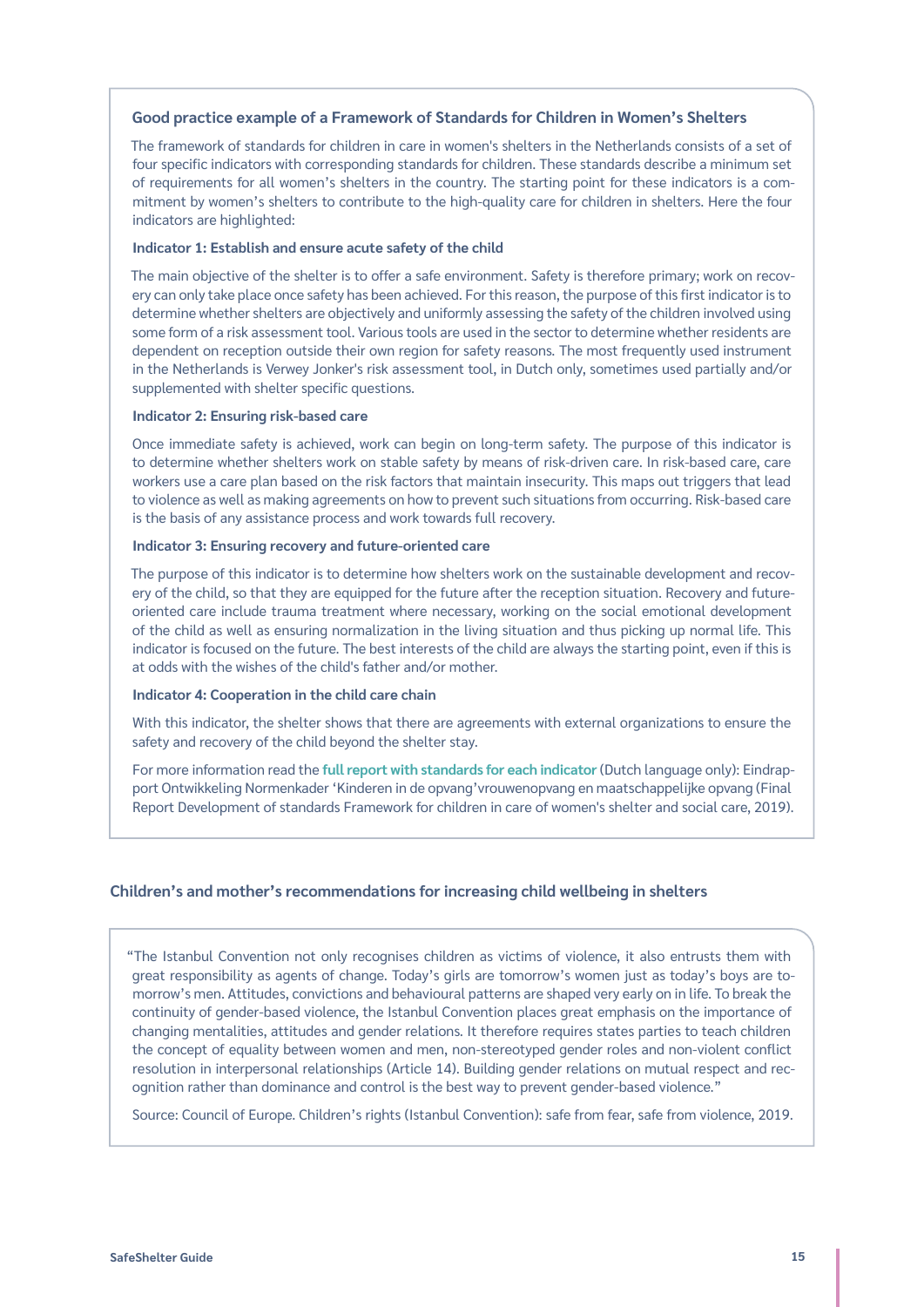### Good practice example of a Framework of Standards for Children in Women's Shelters

The framework of standards for children in care in women's shelters in the Netherlands consists of a set of four specific indicators with corresponding standards for children. These standards describe a minimum set of requirements for all women's shelters in the country. The starting point for these indicators is a commitment by women's shelters to contribute to the high-quality care for children in shelters. Here the four indicators are highlighted:

**Indicator 1: Establish and ensure acute safety of the child**

The main objective of the shelter is to offer a safe environment. Safety is therefore primary; work on recovery can only take place once safety has been achieved. For this reason, the purpose of this first indicator is to determine whether shelters are objectively and uniformly assessing the safety of the children involved using some form of a risk assessment tool. Various tools are used in the sector to determine whether residents are dependent on reception outside their own region for safety reasons. The most frequently used instrument in the Netherlands is Verwey Jonker's risk assessment tool, in Dutch only, sometimes used partially and/or supplemented with shelter specific questions.

**Indicator 2: Ensuring risk-based care**

Once immediate safety is achieved, work can begin on long-term safety. The purpose of this indicator is to determine whether shelters work on stable safety by means of risk-driven care. In risk-based care, care workers use a care plan based on the risk factors that maintain insecurity. This maps out triggers that lead to violence as well as making agreements on how to prevent such situations from occurring. Risk-based care is the basis of any assistance process and work towards full recovery.

**Indicator 3: Ensuring recovery and future-oriented care**

The purpose of this indicator is to determine how shelters work on the sustainable development and recovery of the child, so that they are equipped for the future after the reception situation. Recovery and future-oriented care include trauma treatment where necessary, working on the social emotional development of the child as well as ensuring normalization in the living situation and thus picking up normal life. This indicator is focused on the future. The best interests of the child are always the starting point, even if this is at odds with the wishes of the child's father and/or mother.

**Indicator 4: Cooperation in the child care chain**

With this indicator, the shelter shows that there are agreements with external organizations to ensure the safety and recovery of the child beyond the shelter stay.

For more information read the **full report with standards for each indicator** (Dutch language only): Eindrapport Ontwikkeling Normenkader 'Kinderen in de opvang' vrouwenopvang en maatschappelijke opvang (Final Report Development of standards Framework for children in care of women's shelter and social care, 2019).

### Children's and mother's recommendations for increasing child wellbeing in shelters

"The Istanbul Convention not only recognises children as victims of violence, it also entrusts them with great responsibility as agents of change. Today's girls are tomorrow's women just as today's boys are tomorrow's men. Attitudes, convictions and behavioural patterns are shaped very early on in life. To break the continuity of gender-based violence, the Istanbul Convention places great emphasis on the importance of changing mentalities, attitudes and gender relations. It therefore requires states parties to teach children the concept of equality between women and men, non-stereotyped gender roles and non-violent conflict resolution in interpersonal relationships (Article 14). Building gender relations on mutual respect and recognition rather than dominance and control is the best way to prevent gender-based violence."

Source: Council of Europe. Children's rights (Istanbul Convention): safe from fear, safe from violence, 2019.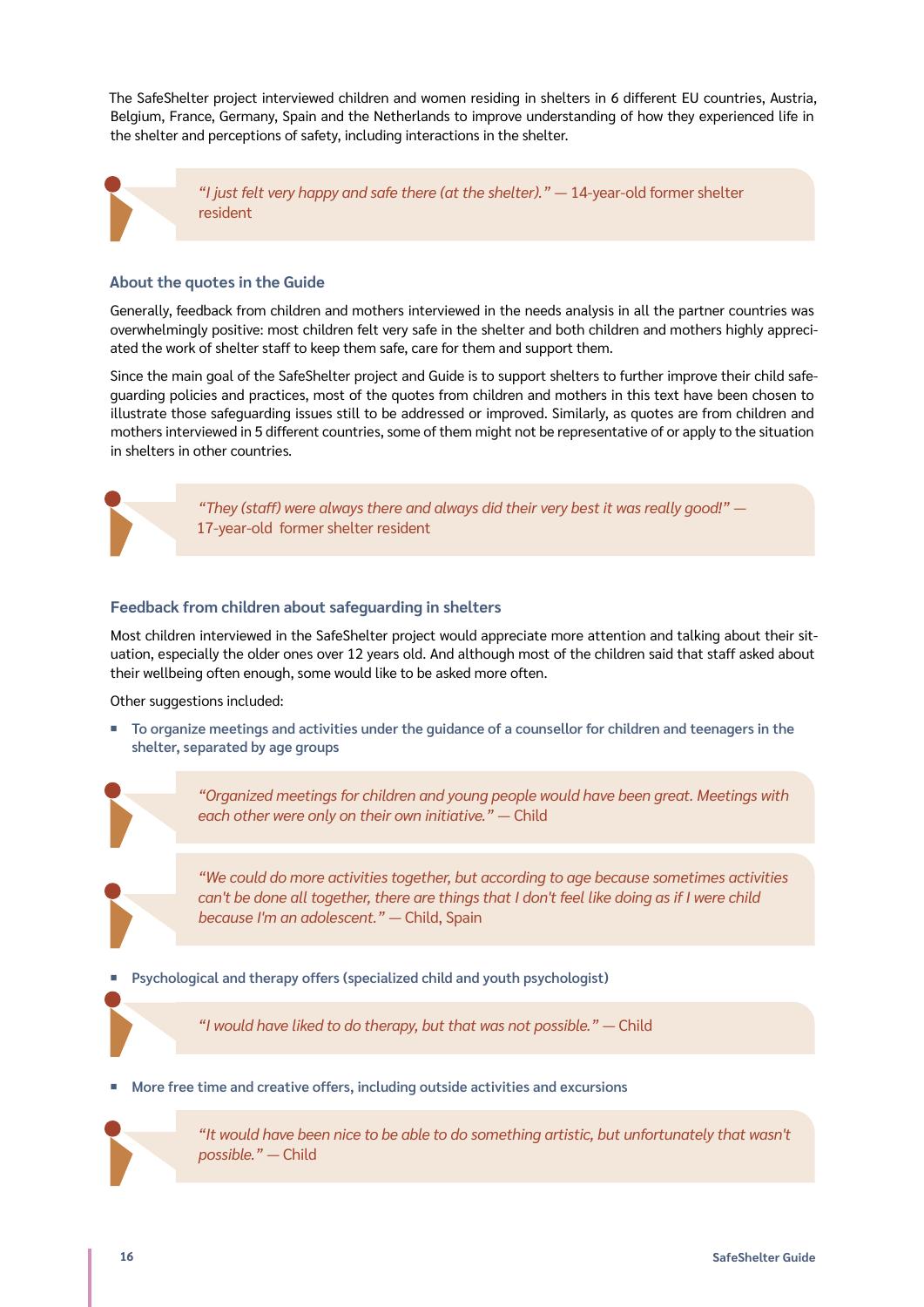The SafeShelter project interviewed children and women residing in shelters in 6 different EU countries, Austria, Belgium, France, Germany, Spain and the Netherlands to improve understanding of how they experienced life in the shelter and perceptions of safety, including interactions in the shelter.

> *"I just felt very happy and safe there (at the shelter)."* — 14-year-old former shelter resident

### About the quotes in the Guide

Generally, feedback from children and mothers interviewed in the needs analysis in all the partner countries was overwhelmingly positive: most children felt very safe in the shelter and both children and mothers highly appreciated the work of shelter staff to keep them safe, care for them and support them.

Since the main goal of the SafeShelter project and Guide is to support shelters to further improve their child safeguarding policies and practices, most of the quotes from children and mothers in this text have been chosen to illustrate those safeguarding issues still to be addressed or improved. Similarly, as quotes are from children and mothers interviewed in 5 different countries, some of them might not be representative of or apply to the situation in shelters in other countries.

> *"They (staff) were always there and always did their very best it was really good!"* — 17-year-old former shelter resident

### Feedback from children about safeguarding in shelters

Most children interviewed in the SafeShelter project would appreciate more attention and talking about their situation, especially the older ones over 12 years old. And although most of the children said that staff asked about their wellbeing often enough, some would like to be asked more often.

Other suggestions included:

- To organize meetings and activities under the guidance of a counsellor for children and teenagers in the shelter, separated by age groups

> *"Organized meetings for children and young people would have been great. Meetings with each other were only on their own initiative."* — Child

> *"We could do more activities together, but according to age because sometimes activities can't be done all together, there are things that I don't feel like doing as if I were child because I'm an adolescent."* — Child, Spain

- Psychological and therapy offers (specialized child and youth psychologist)

> *"I would have liked to do therapy, but that was not possible."* — Child

- More free time and creative offers, including outside activities and excursions

> *"It would have been nice to be able to do something artistic, but unfortunately that wasn't possible."* — Child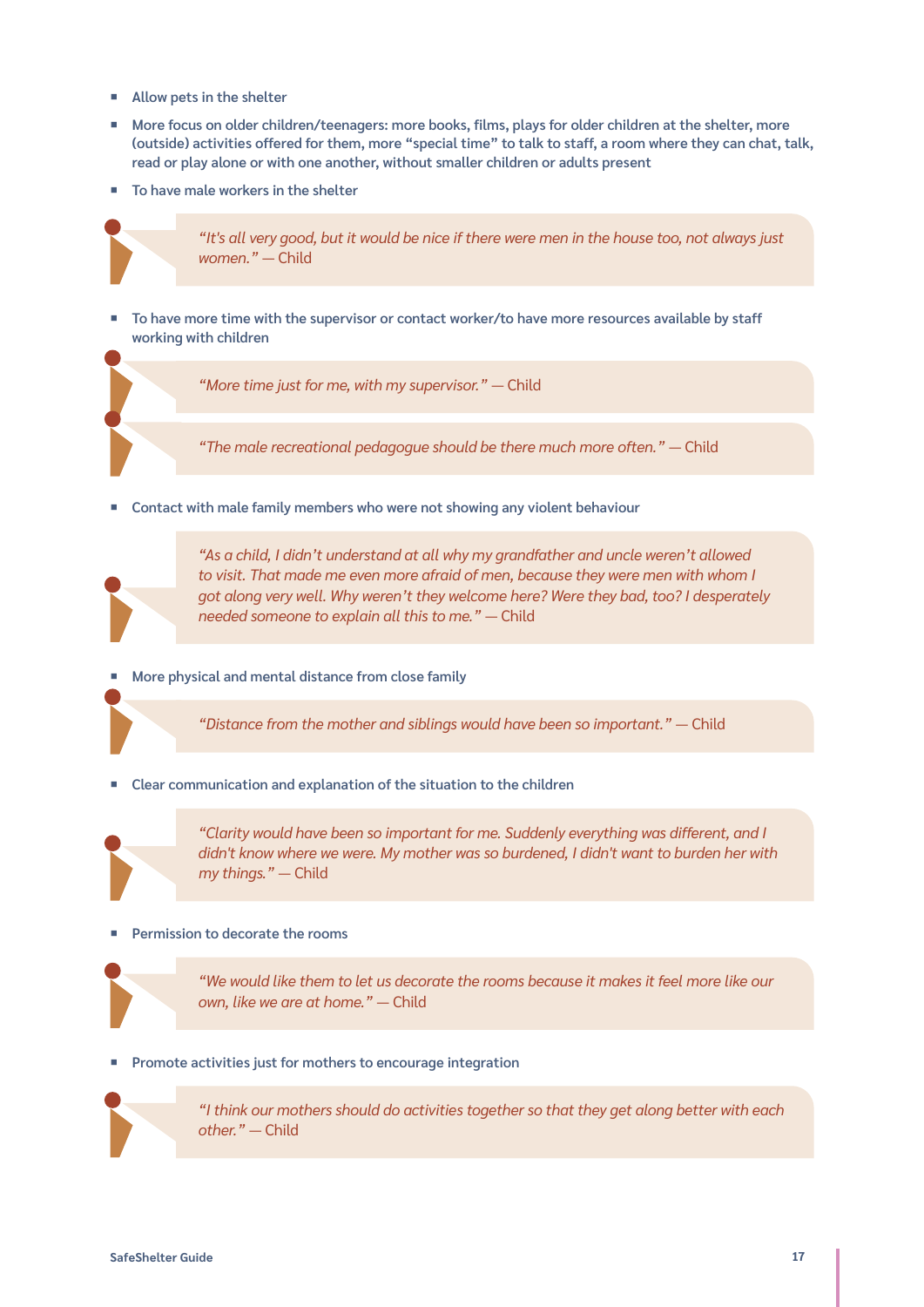- Allow pets in the shelter
- More focus on older children/teenagers: more books, films, plays for older children at the shelter, more (outside) activities offered for them, more "special time" to talk to staff, a room where they can chat, talk, read or play alone or with one another, without smaller children or adults present
- To have male workers in the shelter

> *"It's all very good, but it would be nice if there were men in the house too, not always just women."* — Child

- To have more time with the supervisor or contact worker/to have more resources available by staff working with children

> *"More time just for me, with my supervisor."* — Child

> *"The male recreational pedagogue should be there much more often."* — Child

- Contact with male family members who were not showing any violent behaviour

> *"As a child, I didn't understand at all why my grandfather and uncle weren't allowed to visit. That made me even more afraid of men, because they were men with whom I got along very well. Why weren't they welcome here? Were they bad, too? I desperately needed someone to explain all this to me."* — Child

- More physical and mental distance from close family

> *"Distance from the mother and siblings would have been so important."* — Child

- Clear communication and explanation of the situation to the children

> *"Clarity would have been so important for me. Suddenly everything was different, and I didn't know where we were. My mother was so burdened, I didn't want to burden her with my things."* — Child

- Permission to decorate the rooms

> *"We would like them to let us decorate the rooms because it makes it feel more like our own, like we are at home."* — Child

- Promote activities just for mothers to encourage integration

> *"I think our mothers should do activities together so that they get along better with each other."* — Child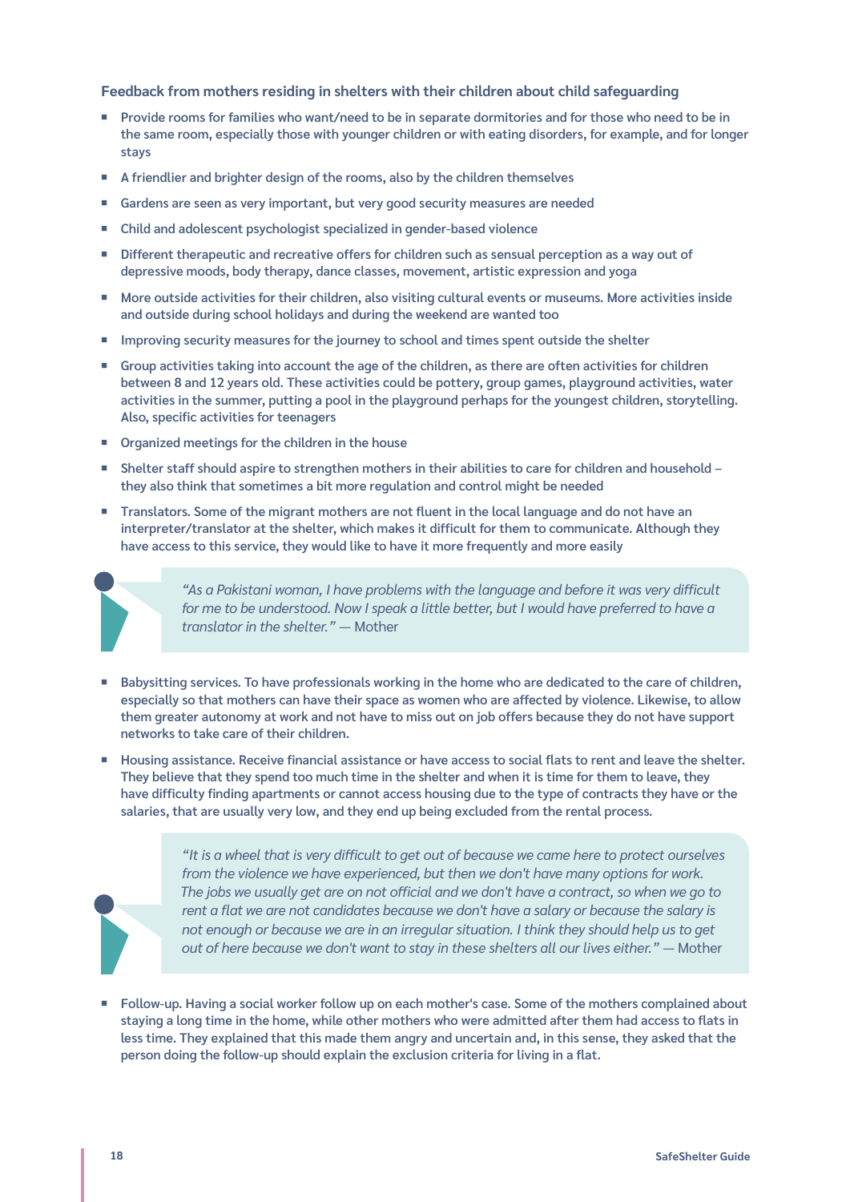### Feedback from mothers residing in shelters with their children about child safeguarding

- Provide rooms for families who want/need to be in separate dormitories and for those who need to be in the same room, especially those with younger children or with eating disorders, for example, and for longer stays
- A friendlier and brighter design of the rooms, also by the children themselves
- Gardens are seen as very important, but very good security measures are needed
- Child and adolescent psychologist specialized in gender-based violence
- Different therapeutic and recreative offers for children such as sensual perception as a way out of depressive moods, body therapy, dance classes, movement, artistic expression and yoga
- More outside activities for their children, also visiting cultural events or museums. More activities inside and outside during school holidays and during the weekend are wanted too
- Improving security measures for the journey to school and times spent outside the shelter
- Group activities taking into account the age of the children, as there are often activities for children between 8 and 12 years old. These activities could be pottery, group games, playground activities, water activities in the summer, putting a pool in the playground perhaps for the youngest children, storytelling. Also, specific activities for teenagers
- Organized meetings for the children in the house
- Shelter staff should aspire to strengthen mothers in their abilities to care for children and household – they also think that sometimes a bit more regulation and control might be needed
- Translators. Some of the migrant mothers are not fluent in the local language and do not have an interpreter/translator at the shelter, which makes it difficult for them to communicate. Although they have access to this service, they would like to have it more frequently and more easily

> *"As a Pakistani woman, I have problems with the language and before it was very difficult for me to be understood. Now I speak a little better, but I would have preferred to have a translator in the shelter."* — Mother

- Babysitting services. To have professionals working in the home who are dedicated to the care of children, especially so that mothers can have their space as women who are affected by violence. Likewise, to allow them greater autonomy at work and not have to miss out on job offers because they do not have support networks to take care of their children.
- Housing assistance. Receive financial assistance or have access to social flats to rent and leave the shelter. They believe that they spend too much time in the shelter and when it is time for them to leave, they have difficulty finding apartments or cannot access housing due to the type of contracts they have or the salaries, that are usually very low, and they end up being excluded from the rental process.

> *"It is a wheel that is very difficult to get out of because we came here to protect ourselves from the violence we have experienced, but then we don't have many options for work. The jobs we usually get are on not official and we don't have a contract, so when we go to rent a flat we are not candidates because we don't have a salary or because the salary is not enough or because we are in an irregular situation. I think they should help us to get out of here because we don't want to stay in these shelters all our lives either."* — Mother

- Follow-up. Having a social worker follow up on each mother's case. Some of the mothers complained about staying a long time in the home, while other mothers who were admitted after them had access to flats in less time. They explained that this made them angry and uncertain and, in this sense, they asked that the person doing the follow-up should explain the exclusion criteria for living in a flat.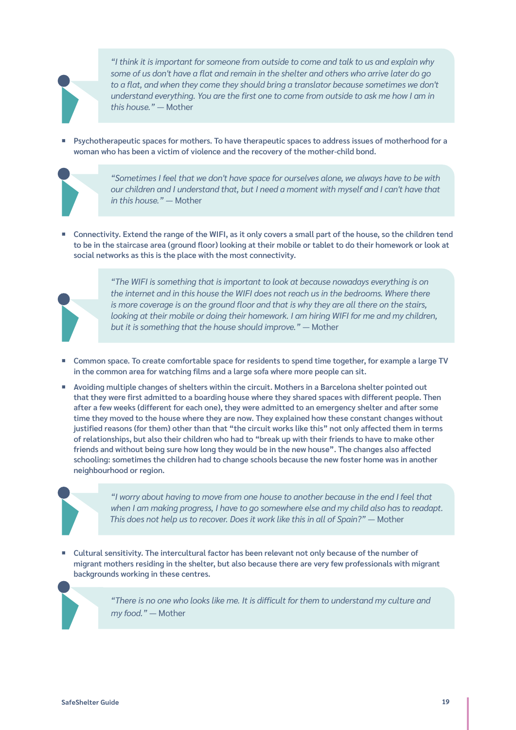> *"I think it is important for someone from outside to come and talk to us and explain why some of us don't have a flat and remain in the shelter and others who arrive later do go to a flat, and when they come they should bring a translator because sometimes we don't understand everything. You are the first one to come from outside to ask me how I am in this house."* — Mother

- Psychotherapeutic spaces for mothers. To have therapeutic spaces to address issues of motherhood for a woman who has been a victim of violence and the recovery of the mother-child bond.

> *"Sometimes I feel that we don't have space for ourselves alone, we always have to be with our children and I understand that, but I need a moment with myself and I can't have that in this house."* — Mother

- Connectivity. Extend the range of the WIFI, as it only covers a small part of the house, so the children tend to be in the staircase area (ground floor) looking at their mobile or tablet to do their homework or look at social networks as this is the place with the most connectivity.

> *"The WIFI is something that is important to look at because nowadays everything is on the internet and in this house the WIFI does not reach us in the bedrooms. Where there is more coverage is on the ground floor and that is why they are all there on the stairs, looking at their mobile or doing their homework. I am hiring WIFI for me and my children, but it is something that the house should improve."* — Mother

- Common space. To create comfortable space for residents to spend time together, for example a large TV in the common area for watching films and a large sofa where more people can sit.
- Avoiding multiple changes of shelters within the circuit. Mothers in a Barcelona shelter pointed out that they were first admitted to a boarding house where they shared spaces with different people. Then after a few weeks (different for each one), they were admitted to an emergency shelter and after some time they moved to the house where they are now. They explained how these constant changes without justified reasons (for them) other than that "the circuit works like this" not only affected them in terms of relationships, but also their children who had to "break up with their friends to have to make other friends and without being sure how long they would be in the new house". The changes also affected schooling: sometimes the children had to change schools because the new foster home was in another neighbourhood or region.

> *"I worry about having to move from one house to another because in the end I feel that when I am making progress, I have to go somewhere else and my child also has to readapt. This does not help us to recover. Does it work like this in all of Spain?"* — Mother

- Cultural sensitivity. The intercultural factor has been relevant not only because of the number of migrant mothers residing in the shelter, but also because there are very few professionals with migrant backgrounds working in these centres.

> *"There is no one who looks like me. It is difficult for them to understand my culture and my food."* — Mother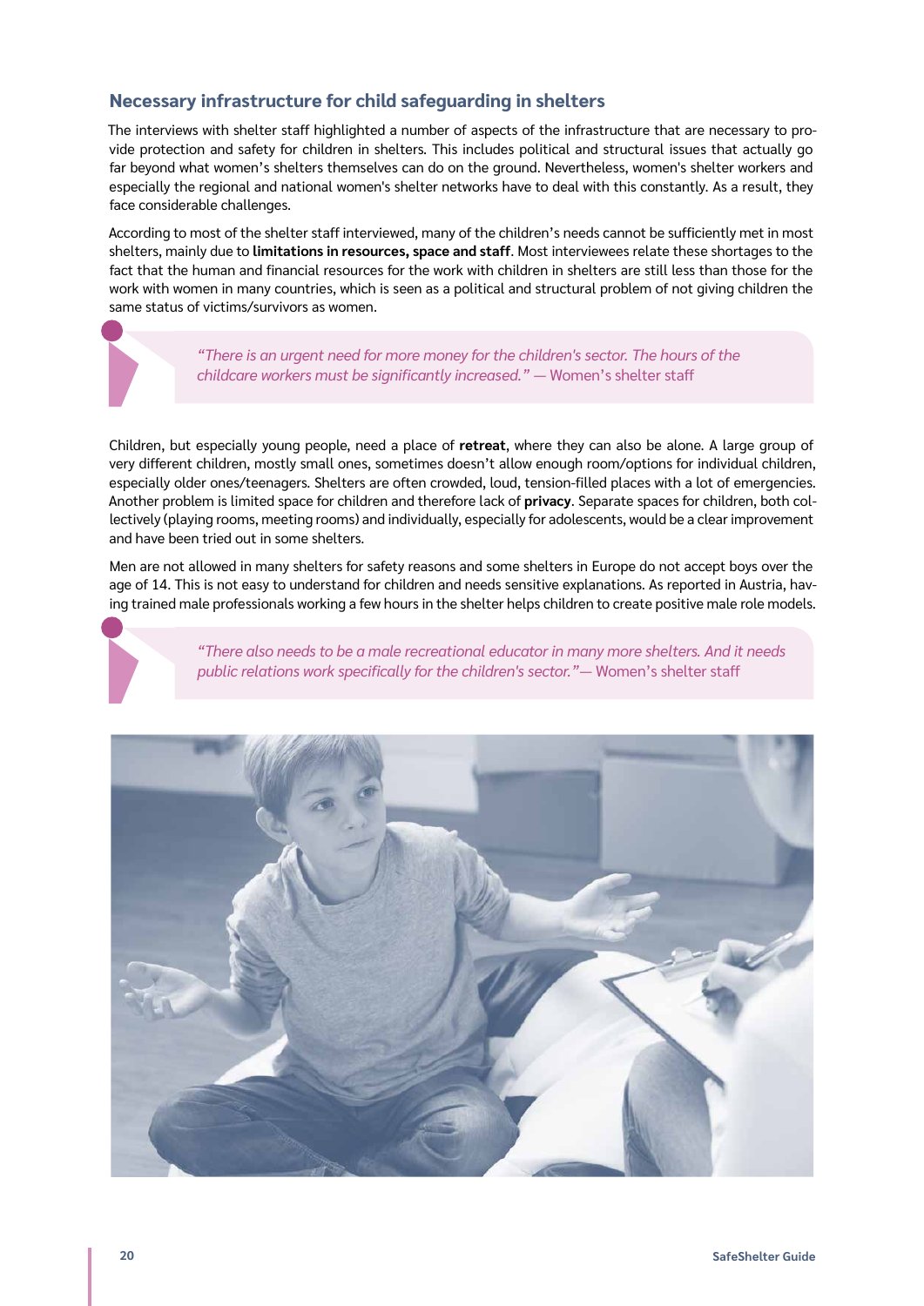## Necessary infrastructure for child safeguarding in shelters

The interviews with shelter staff highlighted a number of aspects of the infrastructure that are necessary to provide protection and safety for children in shelters. This includes political and structural issues that actually go far beyond what women's shelters themselves can do on the ground. Nevertheless, women's shelter workers and especially the regional and national women's shelter networks have to deal with this constantly. As a result, they face considerable challenges.

According to most of the shelter staff interviewed, many of the children's needs cannot be sufficiently met in most shelters, mainly due to **limitations in resources, space and staff**. Most interviewees relate these shortages to the fact that the human and financial resources for the work with children in shelters are still less than those for the work with women in many countries, which is seen as a political and structural problem of not giving children the same status of victims/survivors as women.

> *"There is an urgent need for more money for the children's sector. The hours of the childcare workers must be significantly increased."* — Women's shelter staff

Children, but especially young people, need a place of **retreat**, where they can also be alone. A large group of very different children, mostly small ones, sometimes doesn't allow enough room/options for individual children, especially older ones/teenagers. Shelters are often crowded, loud, tension-filled places with a lot of emergencies. Another problem is limited space for children and therefore lack of **privacy**. Separate spaces for children, both collectively (playing rooms, meeting rooms) and individually, especially for adolescents, would be a clear improvement and have been tried out in some shelters.

Men are not allowed in many shelters for safety reasons and some shelters in Europe do not accept boys over the age of 14. This is not easy to understand for children and needs sensitive explanations. As reported in Austria, having trained male professionals working a few hours in the shelter helps children to create positive male role models.

> *"There also needs to be a male recreational educator in many more shelters. And it needs public relations work specifically for the children's sector."*— Women's shelter staff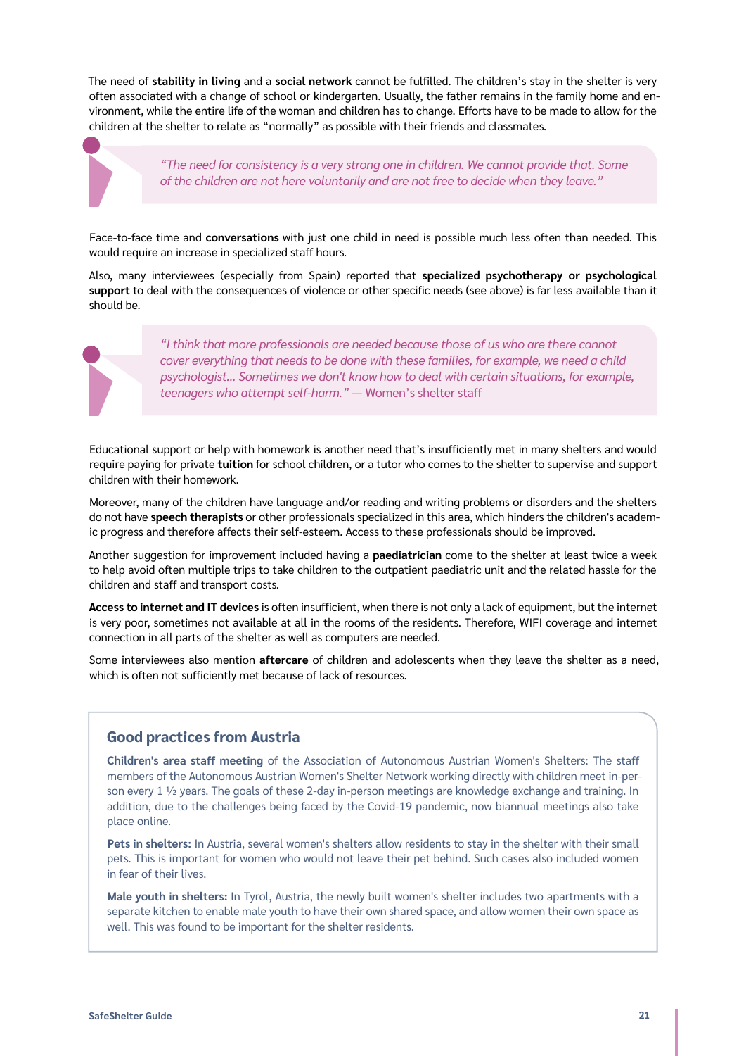The need of **stability in living** and a **social network** cannot be fulfilled. The children's stay in the shelter is very often associated with a change of school or kindergarten. Usually, the father remains in the family home and environment, while the entire life of the woman and children has to change. Efforts have to be made to allow for the children at the shelter to relate as "normally" as possible with their friends and classmates.

> *"The need for consistency is a very strong one in children. We cannot provide that. Some of the children are not here voluntarily and are not free to decide when they leave."*

Face-to-face time and **conversations** with just one child in need is possible much less often than needed. This would require an increase in specialized staff hours.

Also, many interviewees (especially from Spain) reported that **specialized psychotherapy or psychological support** to deal with the consequences of violence or other specific needs (see above) is far less available than it should be.

> *"I think that more professionals are needed because those of us who are there cannot cover everything that needs to be done with these families, for example, we need a child psychologist... Sometimes we don't know how to deal with certain situations, for example, teenagers who attempt self-harm."* — Women's shelter staff

Educational support or help with homework is another need that's insufficiently met in many shelters and would require paying for private **tuition** for school children, or a tutor who comes to the shelter to supervise and support children with their homework.

Moreover, many of the children have language and/or reading and writing problems or disorders and the shelters do not have **speech therapists** or other professionals specialized in this area, which hinders the children's academic progress and therefore affects their self-esteem. Access to these professionals should be improved.

Another suggestion for improvement included having a **paediatrician** come to the shelter at least twice a week to help avoid often multiple trips to take children to the outpatient paediatric unit and the related hassle for the children and staff and transport costs.

**Access to internet and IT devices** is often insufficient, when there is not only a lack of equipment, but the internet is very poor, sometimes not available at all in the rooms of the residents. Therefore, WIFI coverage and internet connection in all parts of the shelter as well as computers are needed.

Some interviewees also mention **aftercare** of children and adolescents when they leave the shelter as a need, which is often not sufficiently met because of lack of resources.

## Good practices from Austria

**Children's area staff meeting** of the Association of Autonomous Austrian Women's Shelters: The staff members of the Autonomous Austrian Women's Shelter Network working directly with children meet in-person every 1 ½ years. The goals of these 2-day in-person meetings are knowledge exchange and training. In addition, due to the challenges being faced by the Covid-19 pandemic, now biannual meetings also take place online.

**Pets in shelters:** In Austria, several women's shelters allow residents to stay in the shelter with their small pets. This is important for women who would not leave their pet behind. Such cases also included women in fear of their lives.

**Male youth in shelters:** In Tyrol, Austria, the newly built women's shelter includes two apartments with a separate kitchen to enable male youth to have their own shared space, and allow women their own space as well. This was found to be important for the shelter residents.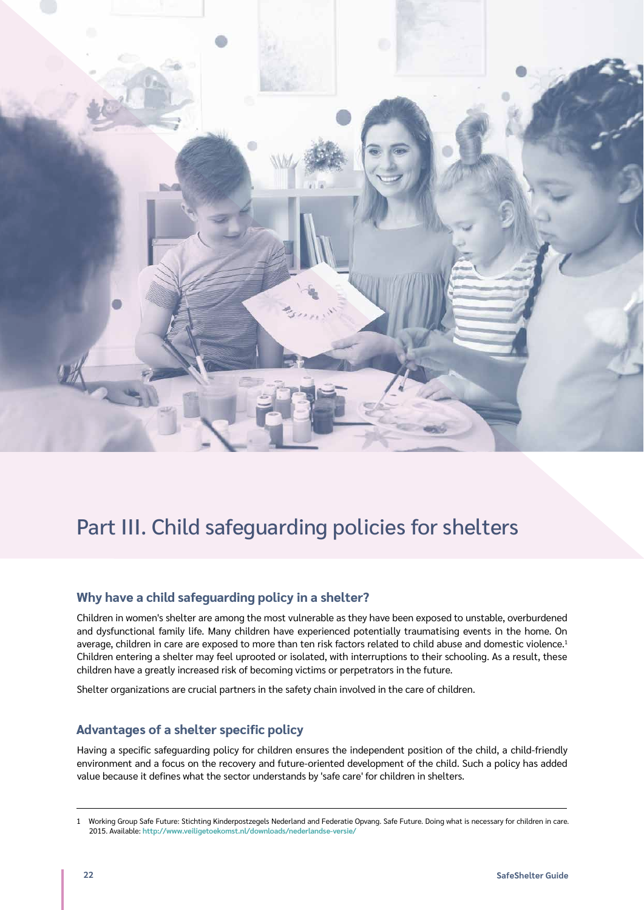# Part III. Child safeguarding policies for shelters

## Why have a child safeguarding policy in a shelter?

Children in women's shelter are among the most vulnerable as they have been exposed to unstable, overburdened and dysfunctional family life. Many children have experienced potentially traumatising events in the home. On average, children in care are exposed to more than ten risk factors related to child abuse and domestic violence.[1] Children entering a shelter may feel uprooted or isolated, with interruptions to their schooling. As a result, these children have a greatly increased risk of becoming victims or perpetrators in the future.

Shelter organizations are crucial partners in the safety chain involved in the care of children.

## Advantages of a shelter specific policy

Having a specific safeguarding policy for children ensures the independent position of the child, a child-friendly environment and a focus on the recovery and future-oriented development of the child. Such a policy has added value because it defines what the sector understands by 'safe care' for children in shelters.

---

1 Working Group Safe Future: Stichting Kinderpostzegels Nederland and Federatie Opvang. Safe Future. Doing what is necessary for children in care. 2015. Available: http://www.veiligetoekomst.nl/downloads/nederlandse-versie/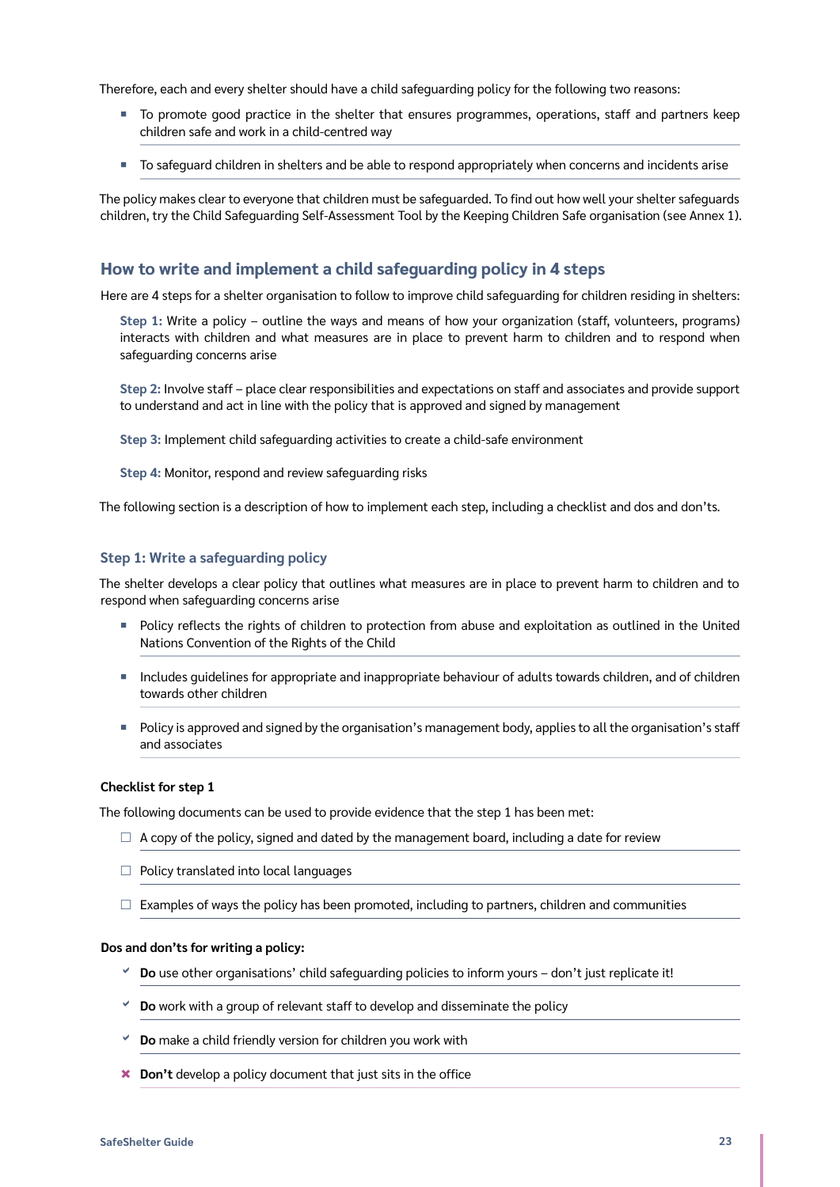Therefore, each and every shelter should have a child safeguarding policy for the following two reasons:

- To promote good practice in the shelter that ensures programmes, operations, staff and partners keep children safe and work in a child-centred way
- To safeguard children in shelters and be able to respond appropriately when concerns and incidents arise

The policy makes clear to everyone that children must be safeguarded. To find out how well your shelter safeguards children, try the Child Safeguarding Self-Assessment Tool by the Keeping Children Safe organisation (see Annex 1).

## How to write and implement a child safeguarding policy in 4 steps

Here are 4 steps for a shelter organisation to follow to improve child safeguarding for children residing in shelters:

**Step 1:** Write a policy – outline the ways and means of how your organization (staff, volunteers, programs) interacts with children and what measures are in place to prevent harm to children and to respond when safeguarding concerns arise

**Step 2:** Involve staff – place clear responsibilities and expectations on staff and associates and provide support to understand and act in line with the policy that is approved and signed by management

**Step 3:** Implement child safeguarding activities to create a child-safe environment

**Step 4:** Monitor, respond and review safeguarding risks

The following section is a description of how to implement each step, including a checklist and dos and don'ts.

### Step 1: Write a safeguarding policy

The shelter develops a clear policy that outlines what measures are in place to prevent harm to children and to respond when safeguarding concerns arise

- Policy reflects the rights of children to protection from abuse and exploitation as outlined in the United Nations Convention of the Rights of the Child
- Includes guidelines for appropriate and inappropriate behaviour of adults towards children, and of children towards other children
- Policy is approved and signed by the organisation's management body, applies to all the organisation's staff and associates

**Checklist for step 1**

The following documents can be used to provide evidence that the step 1 has been met:

- ☐ A copy of the policy, signed and dated by the management board, including a date for review
- ☐ Policy translated into local languages
- ☐ Examples of ways the policy has been promoted, including to partners, children and communities

**Dos and don'ts for writing a policy:**

- ✔ **Do** use other organisations' child safeguarding policies to inform yours – don't just replicate it!
- ✔ **Do** work with a group of relevant staff to develop and disseminate the policy
- ✔ **Do** make a child friendly version for children you work with
- ✖ **Don't** develop a policy document that just sits in the office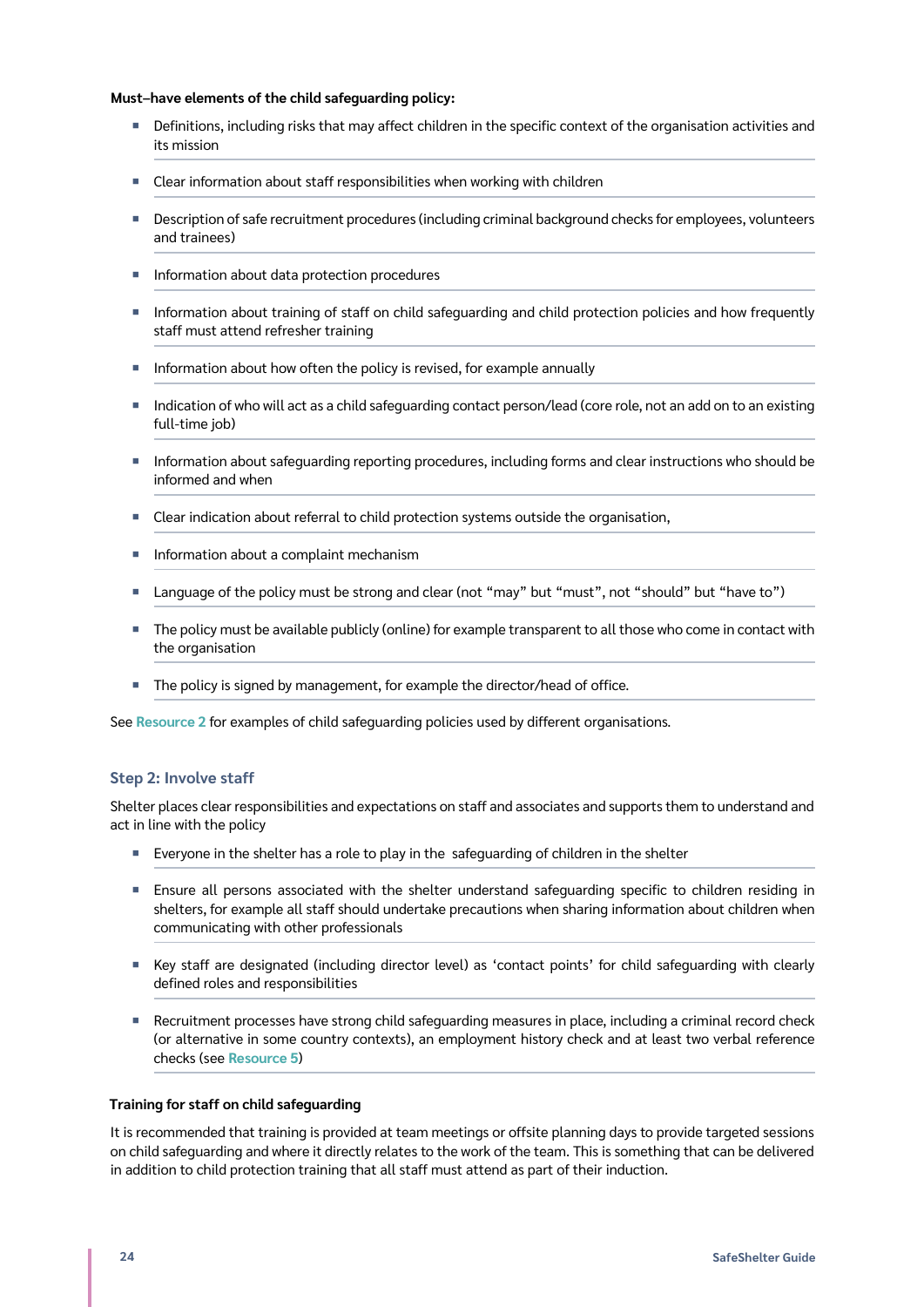**Must–have elements of the child safeguarding policy:**

- Definitions, including risks that may affect children in the specific context of the organisation activities and its mission
- Clear information about staff responsibilities when working with children
- Description of safe recruitment procedures (including criminal background checks for employees, volunteers and trainees)
- Information about data protection procedures
- Information about training of staff on child safeguarding and child protection policies and how frequently staff must attend refresher training
- Information about how often the policy is revised, for example annually
- Indication of who will act as a child safeguarding contact person/lead (core role, not an add on to an existing full-time job)
- Information about safeguarding reporting procedures, including forms and clear instructions who should be informed and when
- Clear indication about referral to child protection systems outside the organisation,
- Information about a complaint mechanism
- Language of the policy must be strong and clear (not "may" but "must", not "should" but "have to")
- The policy must be available publicly (online) for example transparent to all those who come in contact with the organisation
- The policy is signed by management, for example the director/head of office.

See **Resource 2** for examples of child safeguarding policies used by different organisations.

### Step 2: Involve staff

Shelter places clear responsibilities and expectations on staff and associates and supports them to understand and act in line with the policy

- Everyone in the shelter has a role to play in the safeguarding of children in the shelter
- Ensure all persons associated with the shelter understand safeguarding specific to children residing in shelters, for example all staff should undertake precautions when sharing information about children when communicating with other professionals
- Key staff are designated (including director level) as 'contact points' for child safeguarding with clearly defined roles and responsibilities
- Recruitment processes have strong child safeguarding measures in place, including a criminal record check (or alternative in some country contexts), an employment history check and at least two verbal reference checks (see **Resource 5**)

**Training for staff on child safeguarding**

It is recommended that training is provided at team meetings or offsite planning days to provide targeted sessions on child safeguarding and where it directly relates to the work of the team. This is something that can be delivered in addition to child protection training that all staff must attend as part of their induction.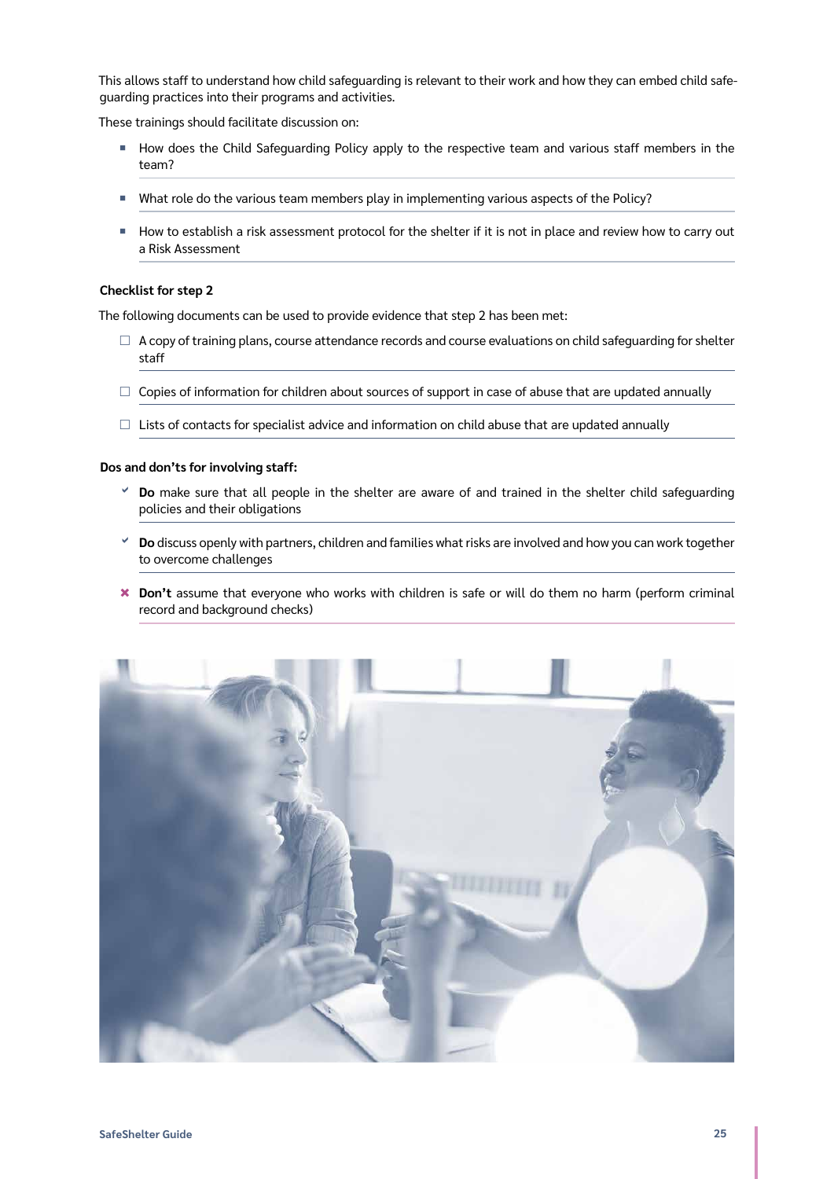This allows staff to understand how child safeguarding is relevant to their work and how they can embed child safeguarding practices into their programs and activities.

These trainings should facilitate discussion on:

- How does the Child Safeguarding Policy apply to the respective team and various staff members in the team?
- What role do the various team members play in implementing various aspects of the Policy?
- How to establish a risk assessment protocol for the shelter if it is not in place and review how to carry out a Risk Assessment

**Checklist for step 2**

The following documents can be used to provide evidence that step 2 has been met:

- ☐ A copy of training plans, course attendance records and course evaluations on child safeguarding for shelter staff
- ☐ Copies of information for children about sources of support in case of abuse that are updated annually
- ☐ Lists of contacts for specialist advice and information on child abuse that are updated annually

**Dos and don'ts for involving staff:**

- ✔ **Do** make sure that all people in the shelter are aware of and trained in the shelter child safeguarding policies and their obligations
- ✔ **Do** discuss openly with partners, children and families what risks are involved and how you can work together to overcome challenges
- ✖ **Don't** assume that everyone who works with children is safe or will do them no harm (perform criminal record and background checks)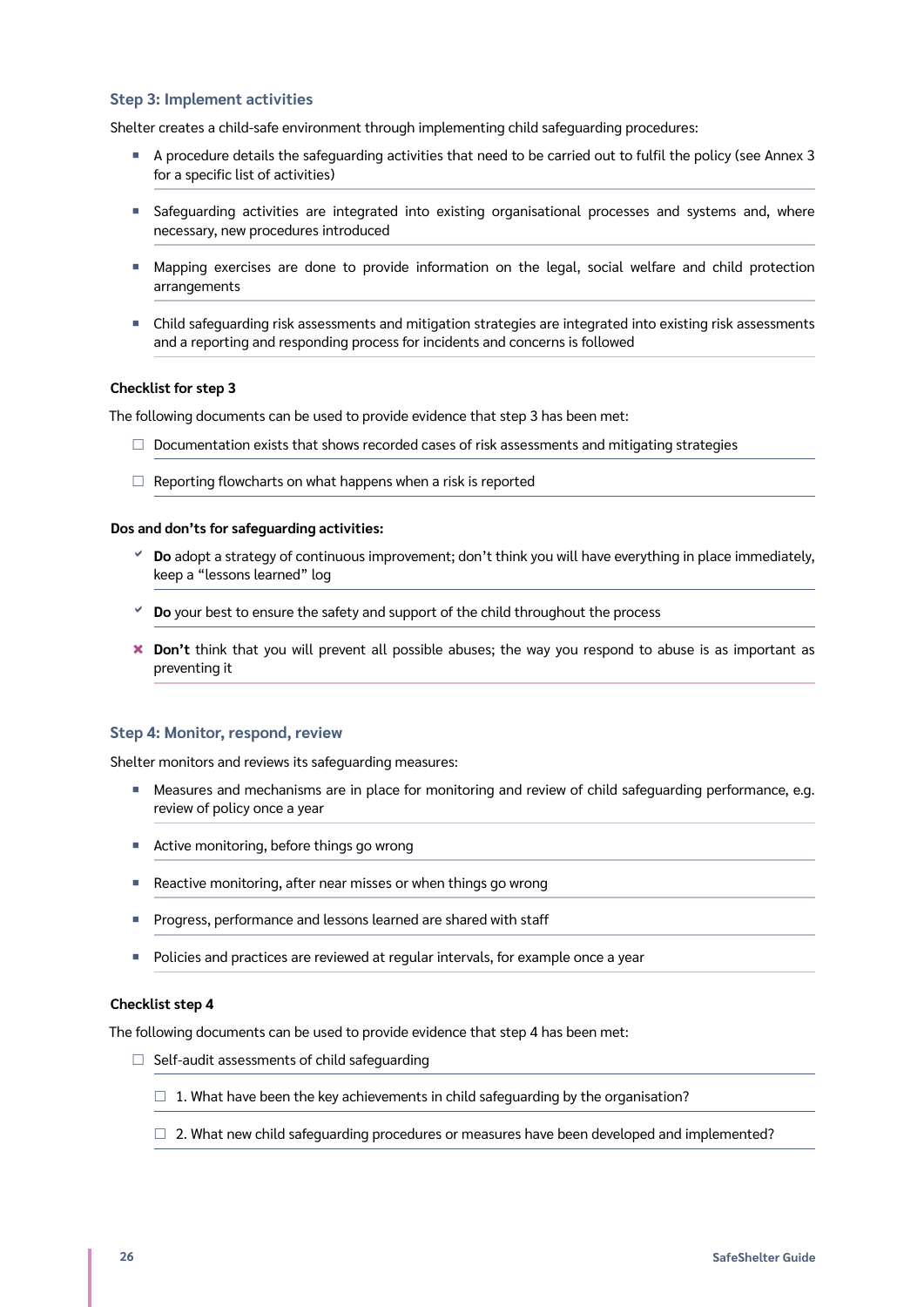### Step 3: Implement activities

Shelter creates a child-safe environment through implementing child safeguarding procedures:

- A procedure details the safeguarding activities that need to be carried out to fulfil the policy (see Annex 3 for a specific list of activities)
- Safeguarding activities are integrated into existing organisational processes and systems and, where necessary, new procedures introduced
- Mapping exercises are done to provide information on the legal, social welfare and child protection arrangements
- Child safeguarding risk assessments and mitigation strategies are integrated into existing risk assessments and a reporting and responding process for incidents and concerns is followed

**Checklist for step 3**

The following documents can be used to provide evidence that step 3 has been met:

- ☐ Documentation exists that shows recorded cases of risk assessments and mitigating strategies
- ☐ Reporting flowcharts on what happens when a risk is reported

**Dos and don'ts for safeguarding activities:**

- ✔ **Do** adopt a strategy of continuous improvement; don't think you will have everything in place immediately, keep a "lessons learned" log
- ✔ **Do** your best to ensure the safety and support of the child throughout the process
- ✖ **Don't** think that you will prevent all possible abuses; the way you respond to abuse is as important as preventing it

### Step 4: Monitor, respond, review

Shelter monitors and reviews its safeguarding measures:

- Measures and mechanisms are in place for monitoring and review of child safeguarding performance, e.g. review of policy once a year
- Active monitoring, before things go wrong
- Reactive monitoring, after near misses or when things go wrong
- Progress, performance and lessons learned are shared with staff
- Policies and practices are reviewed at regular intervals, for example once a year

**Checklist step 4**

The following documents can be used to provide evidence that step 4 has been met:

- ☐ Self-audit assessments of child safeguarding
  - ☐ 1. What have been the key achievements in child safeguarding by the organisation?
  - ☐ 2. What new child safeguarding procedures or measures have been developed and implemented?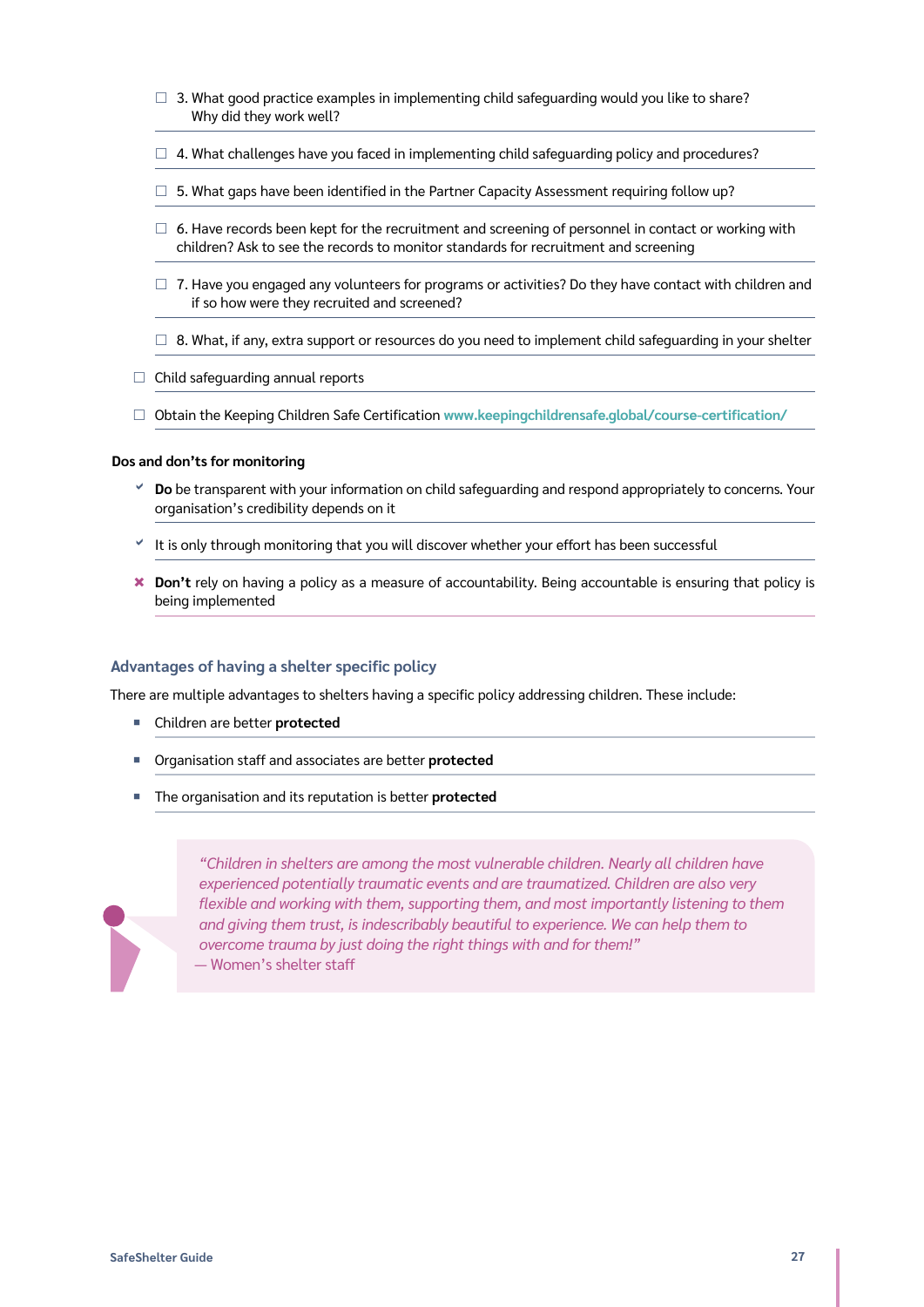- ☐ 3. What good practice examples in implementing child safeguarding would you like to share? Why did they work well?
- ☐ 4. What challenges have you faced in implementing child safeguarding policy and procedures?
- ☐ 5. What gaps have been identified in the Partner Capacity Assessment requiring follow up?
- ☐ 6. Have records been kept for the recruitment and screening of personnel in contact or working with children? Ask to see the records to monitor standards for recruitment and screening
- ☐ 7. Have you engaged any volunteers for programs or activities? Do they have contact with children and if so how were they recruited and screened?
- ☐ 8. What, if any, extra support or resources do you need to implement child safeguarding in your shelter

- ☐ Child safeguarding annual reports
- ☐ Obtain the Keeping Children Safe Certification www.keepingchildrensafe.global/course-certification/

**Dos and don'ts for monitoring**

- ✔ **Do** be transparent with your information on child safeguarding and respond appropriately to concerns. Your organisation's credibility depends on it
- ✔ It is only through monitoring that you will discover whether your effort has been successful
- ✖ **Don't** rely on having a policy as a measure of accountability. Being accountable is ensuring that policy is being implemented

### Advantages of having a shelter specific policy

There are multiple advantages to shelters having a specific policy addressing children. These include:

- Children are better **protected**
- Organisation staff and associates are better **protected**
- The organisation and its reputation is better **protected**

> *"Children in shelters are among the most vulnerable children. Nearly all children have experienced potentially traumatic events and are traumatized. Children are also very flexible and working with them, supporting them, and most importantly listening to them and giving them trust, is indescribably beautiful to experience. We can help them to overcome trauma by just doing the right things with and for them!"*
> — Women's shelter staff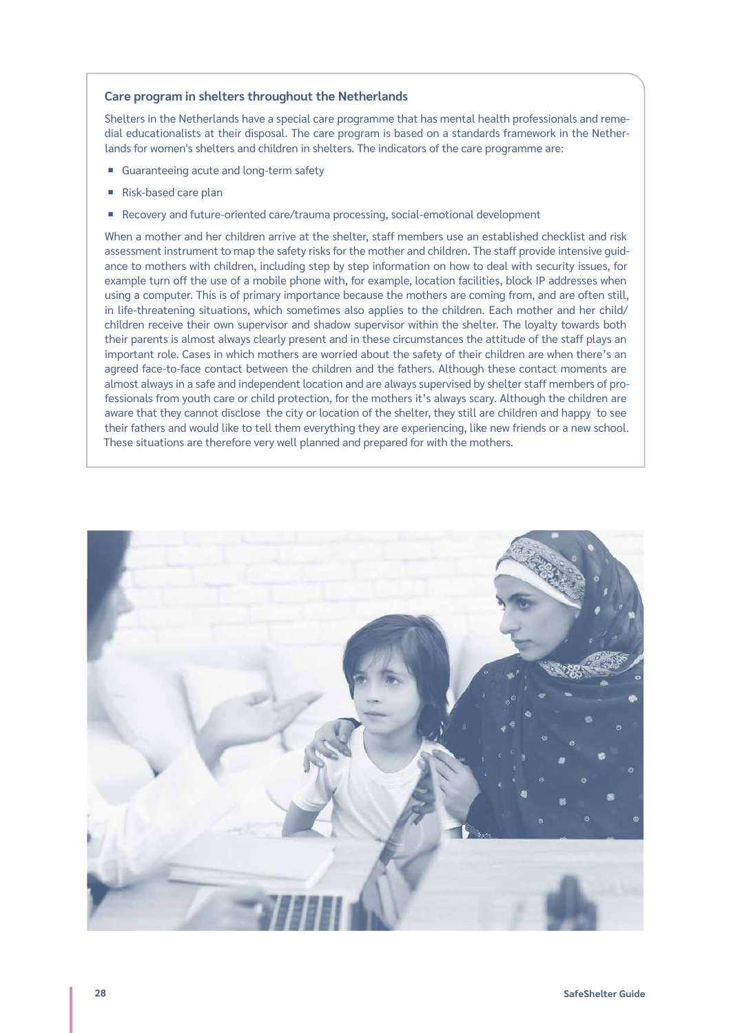### Care program in shelters throughout the Netherlands

Shelters in the Netherlands have a special care programme that has mental health professionals and remedial educationalists at their disposal. The care program is based on a standards framework in the Netherlands for women's shelters and children in shelters. The indicators of the care programme are:

- Guaranteeing acute and long-term safety
- Risk-based care plan
- Recovery and future-oriented care/trauma processing, social-emotional development

When a mother and her children arrive at the shelter, staff members use an established checklist and risk assessment instrument to map the safety risks for the mother and children. The staff provide intensive guidance to mothers with children, including step by step information on how to deal with security issues, for example turn off the use of a mobile phone with, for example, location facilities, block IP addresses when using a computer. This is of primary importance because the mothers are coming from, and are often still, in life-threatening situations, which sometimes also applies to the children. Each mother and her child/children receive their own supervisor and shadow supervisor within the shelter. The loyalty towards both their parents is almost always clearly present and in these circumstances the attitude of the staff plays an important role. Cases in which mothers are worried about the safety of their children are when there's an agreed face-to-face contact between the children and the fathers. Although these contact moments are almost always in a safe and independent location and are always supervised by shelter staff members of professionals from youth care or child protection, for the mothers it's always scary. Although the children are aware that they cannot disclose the city or location of the shelter, they still are children and happy to see their fathers and would like to tell them everything they are experiencing, like new friends or a new school. These situations are therefore very well planned and prepared for with the mothers.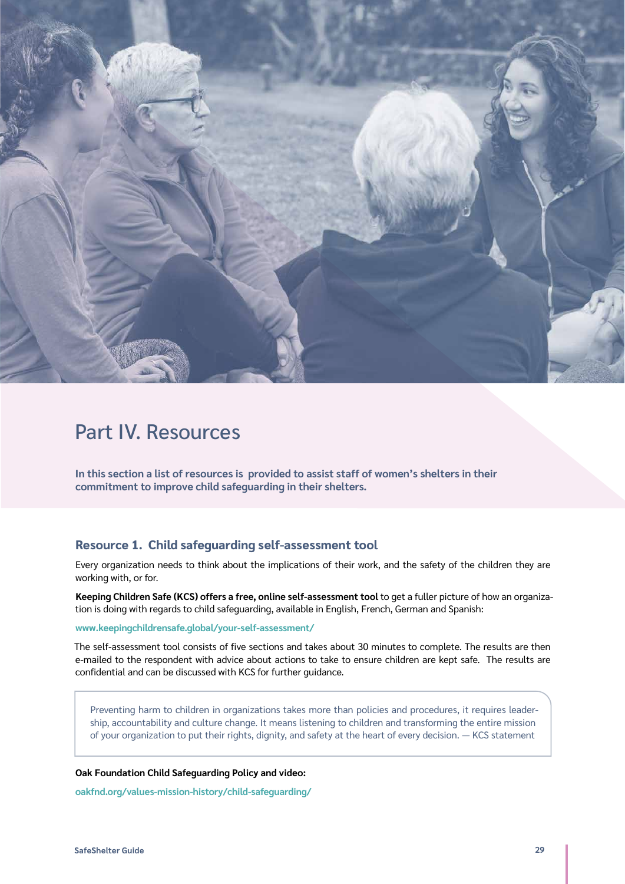# Part IV. Resources

**In this section a list of resources is provided to assist staff of women's shelters in their commitment to improve child safeguarding in their shelters.**

## Resource 1. Child safeguarding self-assessment tool

Every organization needs to think about the implications of their work, and the safety of the children they are working with, or for.

**Keeping Children Safe (KCS) offers a free, online self-assessment tool** to get a fuller picture of how an organization is doing with regards to child safeguarding, available in English, French, German and Spanish:

www.keepingchildrensafe.global/your-self-assessment/

The self-assessment tool consists of five sections and takes about 30 minutes to complete. The results are then e-mailed to the respondent with advice about actions to take to ensure children are kept safe. The results are confidential and can be discussed with KCS for further guidance.

> Preventing harm to children in organizations takes more than policies and procedures, it requires leadership, accountability and culture change. It means listening to children and transforming the entire mission of your organization to put their rights, dignity, and safety at the heart of every decision. — KCS statement

**Oak Foundation Child Safeguarding Policy and video:**

oakfnd.org/values-mission-history/child-safeguarding/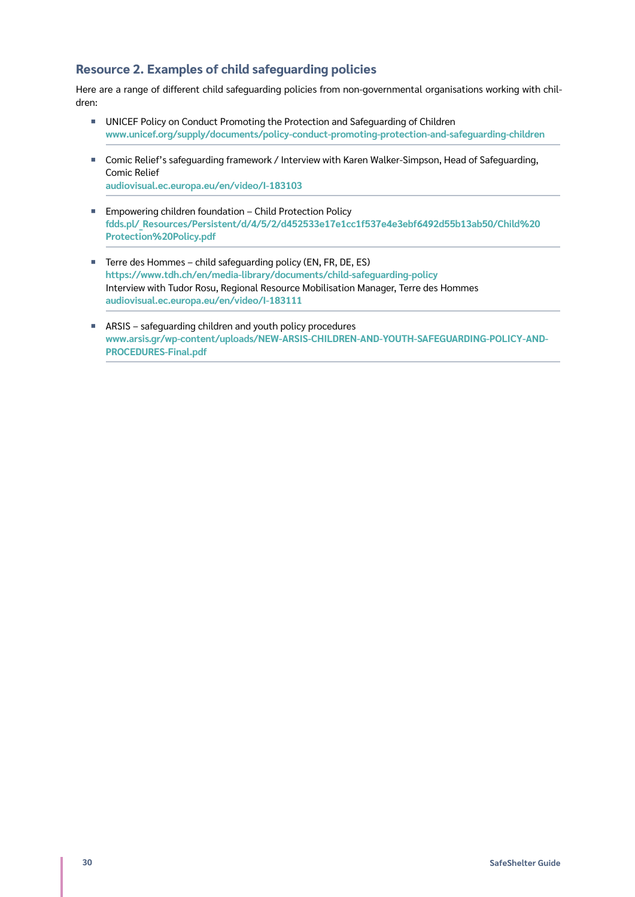## Resource 2. Examples of child safeguarding policies

Here are a range of different child safeguarding policies from non-governmental organisations working with children:

- UNICEF Policy on Conduct Promoting the Protection and Safeguarding of Children
  **www.unicef.org/supply/documents/policy-conduct-promoting-protection-and-safeguarding-children**
- Comic Relief's safeguarding framework / Interview with Karen Walker-Simpson, Head of Safeguarding, Comic Relief
  **audiovisual.ec.europa.eu/en/video/I-183103**
- Empowering children foundation – Child Protection Policy
  **fdds.pl/_Resources/Persistent/d/4/5/2/d452533e17e1cc1f537e4e3ebf6492d55b13ab50/Child%20Protection%20Policy.pdf**
- Terre des Hommes – child safeguarding policy (EN, FR, DE, ES)
  **https://www.tdh.ch/en/media-library/documents/child-safeguarding-policy**
  Interview with Tudor Rosu, Regional Resource Mobilisation Manager, Terre des Hommes
  **audiovisual.ec.europa.eu/en/video/I-183111**
- ARSIS – safeguarding children and youth policy procedures
  **www.arsis.gr/wp-content/uploads/NEW-ARSIS-CHILDREN-AND-YOUTH-SAFEGUARDING-POLICY-AND-PROCEDURES-Final.pdf**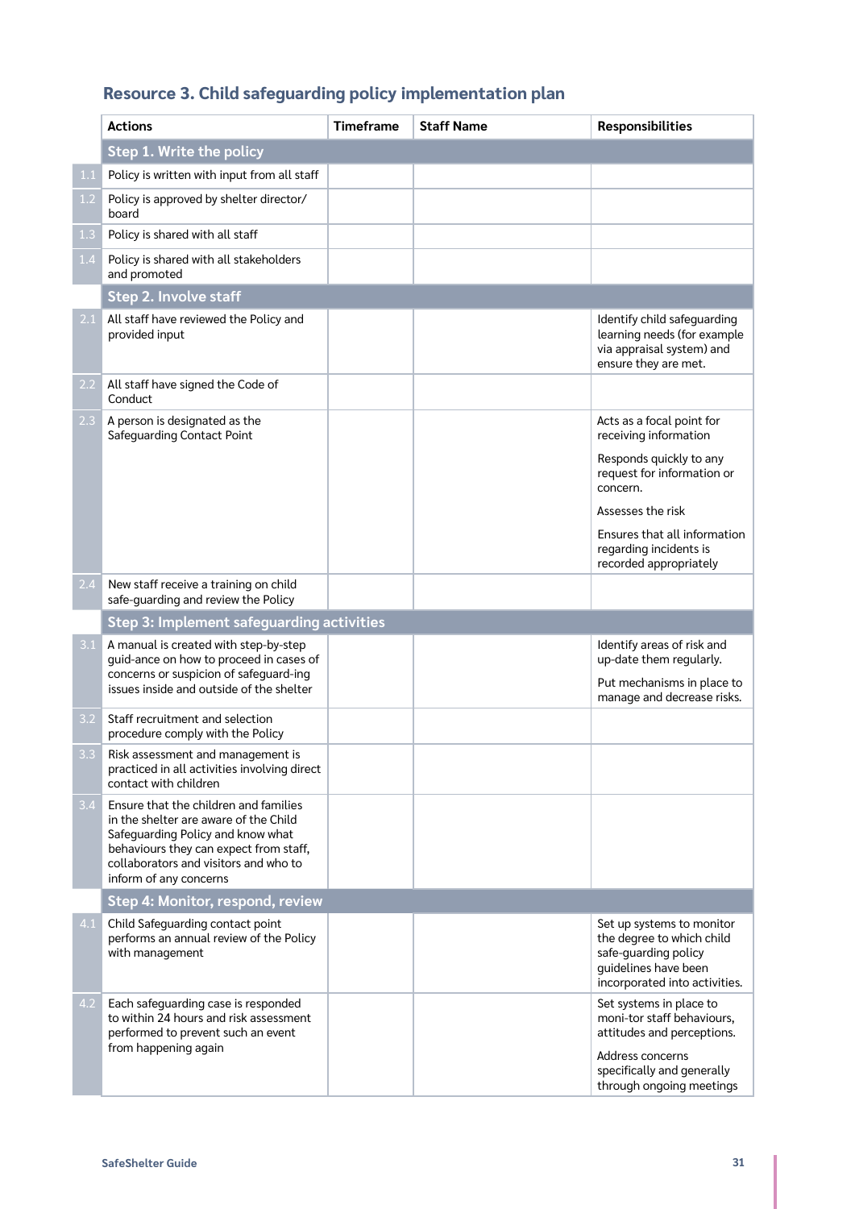## Resource 3. Child safeguarding policy implementation plan

| | Actions | Timeframe | Staff Name | Responsibilities |
|---|---|---|---|---|
| | **Step 1. Write the policy** | | | |
| 1.1 | Policy is written with input from all staff | | | |
| 1.2 | Policy is approved by shelter director/ board | | | |
| 1.3 | Policy is shared with all staff | | | |
| 1.4 | Policy is shared with all stakeholders and promoted | | | |
| | **Step 2. Involve staff** | | | |
| 2.1 | All staff have reviewed the Policy and provided input | | | Identify child safeguarding learning needs (for example via appraisal system) and ensure they are met. |
| 2.2 | All staff have signed the Code of Conduct | | | |
| 2.3 | A person is designated as the Safeguarding Contact Point | | | Acts as a focal point for receiving information<br><br>Responds quickly to any request for information or concern.<br><br>Assesses the risk<br><br>Ensures that all information regarding incidents is recorded appropriately |
| 2.4 | New staff receive a training on child safe-guarding and review the Policy | | | |
| | **Step 3: Implement safeguarding activities** | | | |
| 3.1 | A manual is created with step-by-step guid-ance on how to proceed in cases of concerns or suspicion of safeguard-ing issues inside and outside of the shelter | | | Identify areas of risk and up-date them regularly.<br><br>Put mechanisms in place to manage and decrease risks. |
| 3.2 | Staff recruitment and selection procedure comply with the Policy | | | |
| 3.3 | Risk assessment and management is practiced in all activities involving direct contact with children | | | |
| 3.4 | Ensure that the children and families in the shelter are aware of the Child Safeguarding Policy and know what behaviours they can expect from staff, collaborators and visitors and who to inform of any concerns | | | |
| | **Step 4: Monitor, respond, review** | | | |
| 4.1 | Child Safeguarding contact point performs an annual review of the Policy with management | | | Set up systems to monitor the degree to which child safe-guarding policy guidelines have been incorporated into activities. |
| 4.2 | Each safeguarding case is responded to within 24 hours and risk assessment performed to prevent such an event from happening again | | | Set systems in place to moni-tor staff behaviours, attitudes and perceptions.<br><br>Address concerns specifically and generally through ongoing meetings |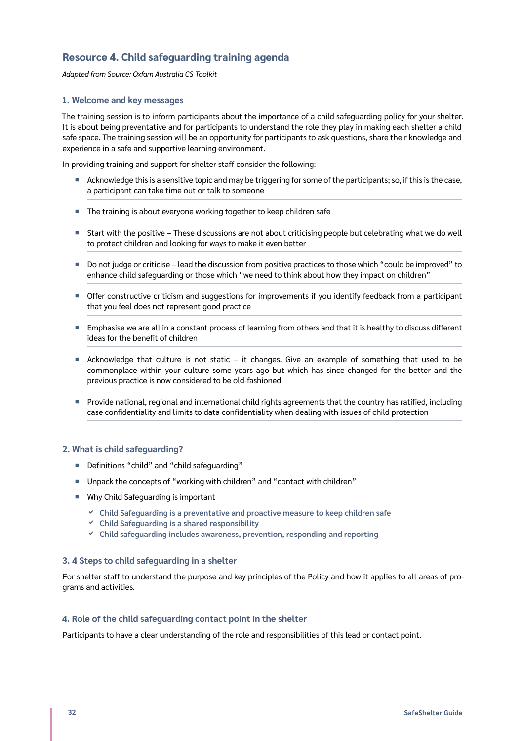## Resource 4. Child safeguarding training agenda

*Adapted from Source: Oxfam Australia CS Toolkit*

### 1. Welcome and key messages

The training session is to inform participants about the importance of a child safeguarding policy for your shelter. It is about being preventative and for participants to understand the role they play in making each shelter a child safe space. The training session will be an opportunity for participants to ask questions, share their knowledge and experience in a safe and supportive learning environment.

In providing training and support for shelter staff consider the following:

- Acknowledge this is a sensitive topic and may be triggering for some of the participants; so, if this is the case, a participant can take time out or talk to someone
- The training is about everyone working together to keep children safe
- Start with the positive – These discussions are not about criticising people but celebrating what we do well to protect children and looking for ways to make it even better
- Do not judge or criticise – lead the discussion from positive practices to those which "could be improved" to enhance child safeguarding or those which "we need to think about how they impact on children"
- Offer constructive criticism and suggestions for improvements if you identify feedback from a participant that you feel does not represent good practice
- Emphasise we are all in a constant process of learning from others and that it is healthy to discuss different ideas for the benefit of children
- Acknowledge that culture is not static – it changes. Give an example of something that used to be commonplace within your culture some years ago but which has since changed for the better and the previous practice is now considered to be old-fashioned
- Provide national, regional and international child rights agreements that the country has ratified, including case confidentiality and limits to data confidentiality when dealing with issues of child protection

### 2. What is child safeguarding?

- Definitions "child" and "child safeguarding"
- Unpack the concepts of "working with children" and "contact with children"
- Why Child Safeguarding is important
  - ✓ Child Safeguarding is a preventative and proactive measure to keep children safe
  - ✓ Child Safeguarding is a shared responsibility
  - ✓ Child safeguarding includes awareness, prevention, responding and reporting

### 3. 4 Steps to child safeguarding in a shelter

For shelter staff to understand the purpose and key principles of the Policy and how it applies to all areas of programs and activities.

### 4. Role of the child safeguarding contact point in the shelter

Participants to have a clear understanding of the role and responsibilities of this lead or contact point.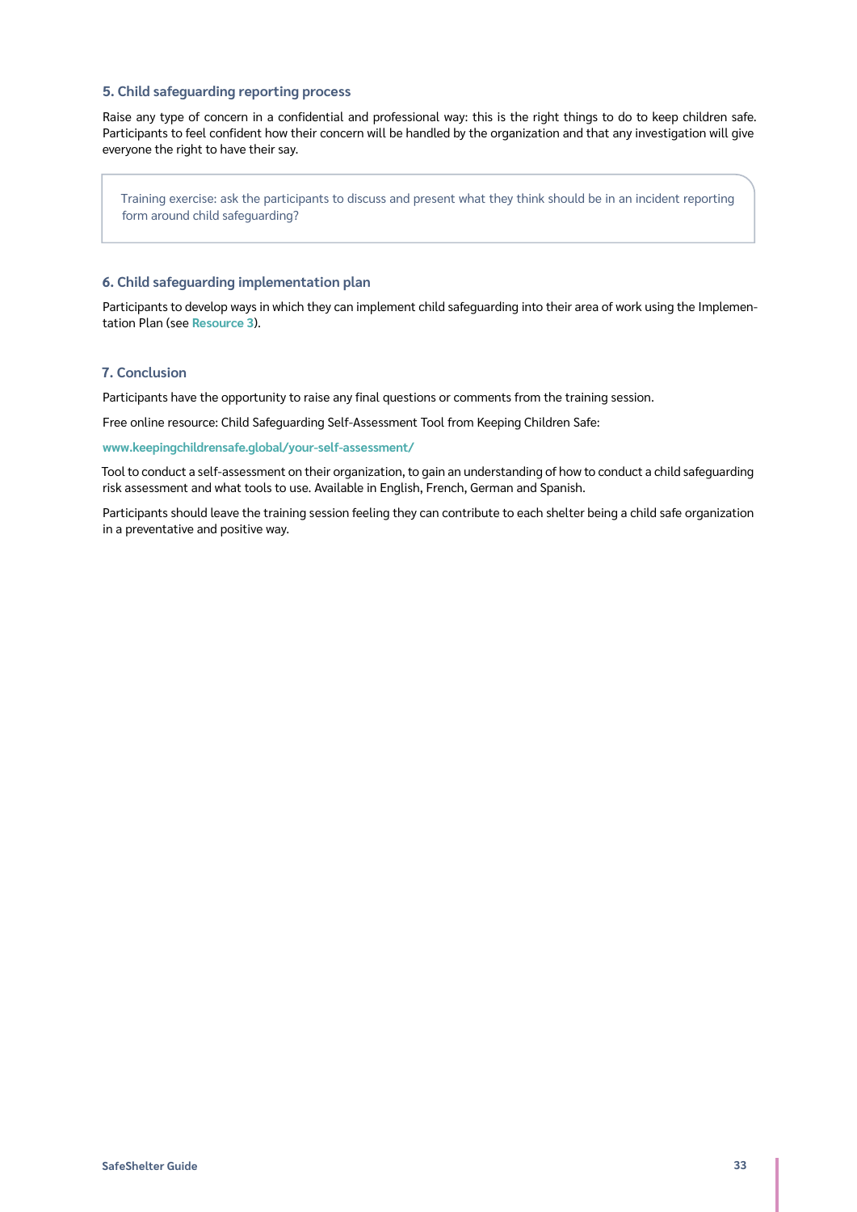### 5. Child safeguarding reporting process

Raise any type of concern in a confidential and professional way: this is the right things to do to keep children safe. Participants to feel confident how their concern will be handled by the organization and that any investigation will give everyone the right to have their say.

> Training exercise: ask the participants to discuss and present what they think should be in an incident reporting form around child safeguarding?

### 6. Child safeguarding implementation plan

Participants to develop ways in which they can implement child safeguarding into their area of work using the Implementation Plan (see **Resource 3**).

### 7. Conclusion

Participants have the opportunity to raise any final questions or comments from the training session.

Free online resource: Child Safeguarding Self-Assessment Tool from Keeping Children Safe:

**www.keepingchildrensafe.global/your-self-assessment/**

Tool to conduct a self-assessment on their organization, to gain an understanding of how to conduct a child safeguarding risk assessment and what tools to use. Available in English, French, German and Spanish.

Participants should leave the training session feeling they can contribute to each shelter being a child safe organization in a preventative and positive way.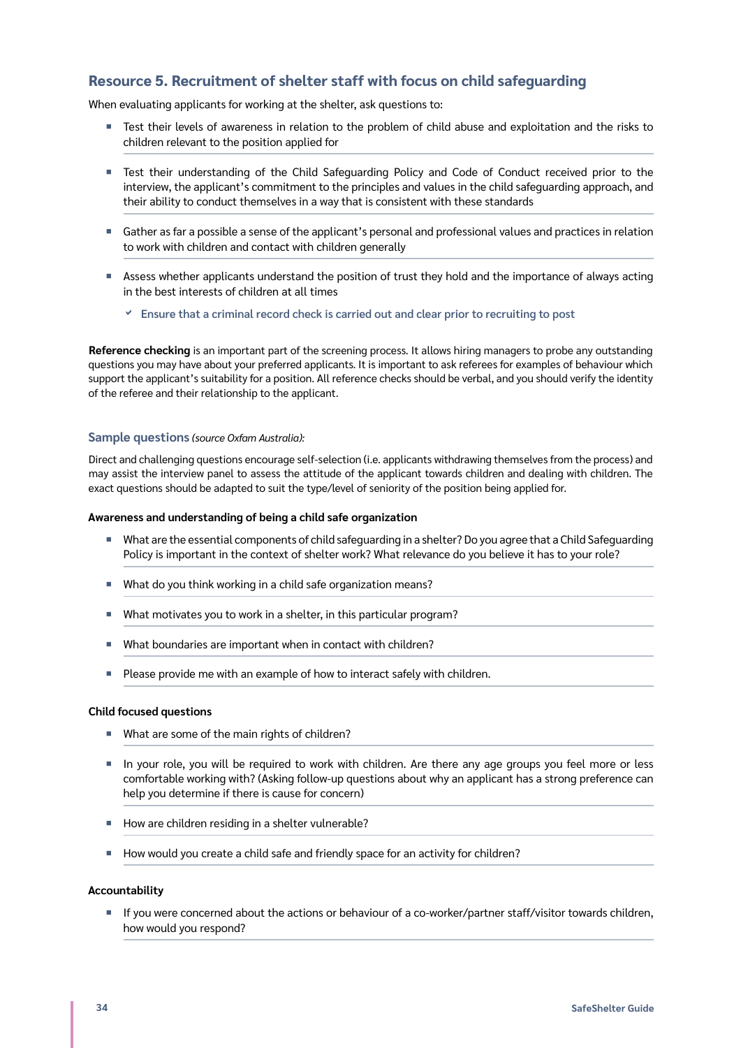## Resource 5. Recruitment of shelter staff with focus on child safeguarding

When evaluating applicants for working at the shelter, ask questions to:

- Test their levels of awareness in relation to the problem of child abuse and exploitation and the risks to children relevant to the position applied for
- Test their understanding of the Child Safeguarding Policy and Code of Conduct received prior to the interview, the applicant's commitment to the principles and values in the child safeguarding approach, and their ability to conduct themselves in a way that is consistent with these standards
- Gather as far a possible a sense of the applicant's personal and professional values and practices in relation to work with children and contact with children generally
- Assess whether applicants understand the position of trust they hold and the importance of always acting in the best interests of children at all times
    - ✔ Ensure that a criminal record check is carried out and clear prior to recruiting to post

**Reference checking** is an important part of the screening process. It allows hiring managers to probe any outstanding questions you may have about your preferred applicants. It is important to ask referees for examples of behaviour which support the applicant's suitability for a position. All reference checks should be verbal, and you should verify the identity of the referee and their relationship to the applicant.

### Sample questions *(source Oxfam Australia):*

Direct and challenging questions encourage self-selection (i.e. applicants withdrawing themselves from the process) and may assist the interview panel to assess the attitude of the applicant towards children and dealing with children. The exact questions should be adapted to suit the type/level of seniority of the position being applied for.

**Awareness and understanding of being a child safe organization**

- What are the essential components of child safeguarding in a shelter? Do you agree that a Child Safeguarding Policy is important in the context of shelter work? What relevance do you believe it has to your role?
- What do you think working in a child safe organization means?
- What motivates you to work in a shelter, in this particular program?
- What boundaries are important when in contact with children?
- Please provide me with an example of how to interact safely with children.

**Child focused questions**

- What are some of the main rights of children?
- In your role, you will be required to work with children. Are there any age groups you feel more or less comfortable working with? (Asking follow-up questions about why an applicant has a strong preference can help you determine if there is cause for concern)
- How are children residing in a shelter vulnerable?
- How would you create a child safe and friendly space for an activity for children?

**Accountability**

- If you were concerned about the actions or behaviour of a co-worker/partner staff/visitor towards children, how would you respond?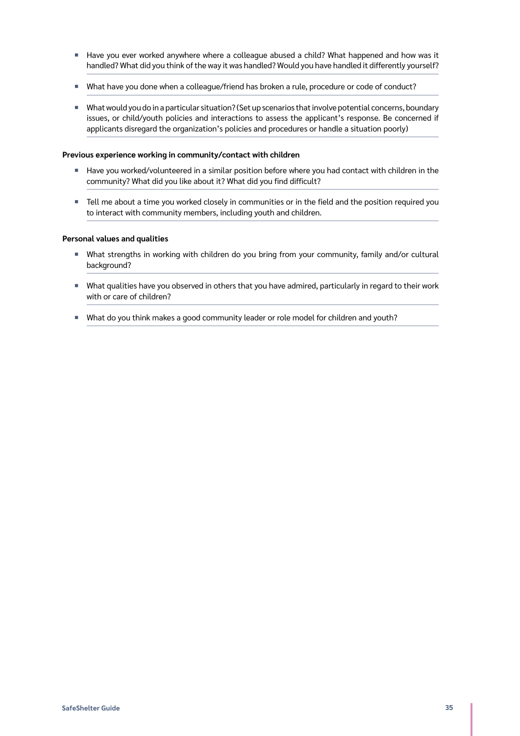- Have you ever worked anywhere where a colleague abused a child? What happened and how was it handled? What did you think of the way it was handled? Would you have handled it differently yourself?
- What have you done when a colleague/friend has broken a rule, procedure or code of conduct?
- What would you do in a particular situation? (Set up scenarios that involve potential concerns, boundary issues, or child/youth policies and interactions to assess the applicant's response. Be concerned if applicants disregard the organization's policies and procedures or handle a situation poorly)

**Previous experience working in community/contact with children**

- Have you worked/volunteered in a similar position before where you had contact with children in the community? What did you like about it? What did you find difficult?
- Tell me about a time you worked closely in communities or in the field and the position required you to interact with community members, including youth and children.

**Personal values and qualities**

- What strengths in working with children do you bring from your community, family and/or cultural background?
- What qualities have you observed in others that you have admired, particularly in regard to their work with or care of children?
- What do you think makes a good community leader or role model for children and youth?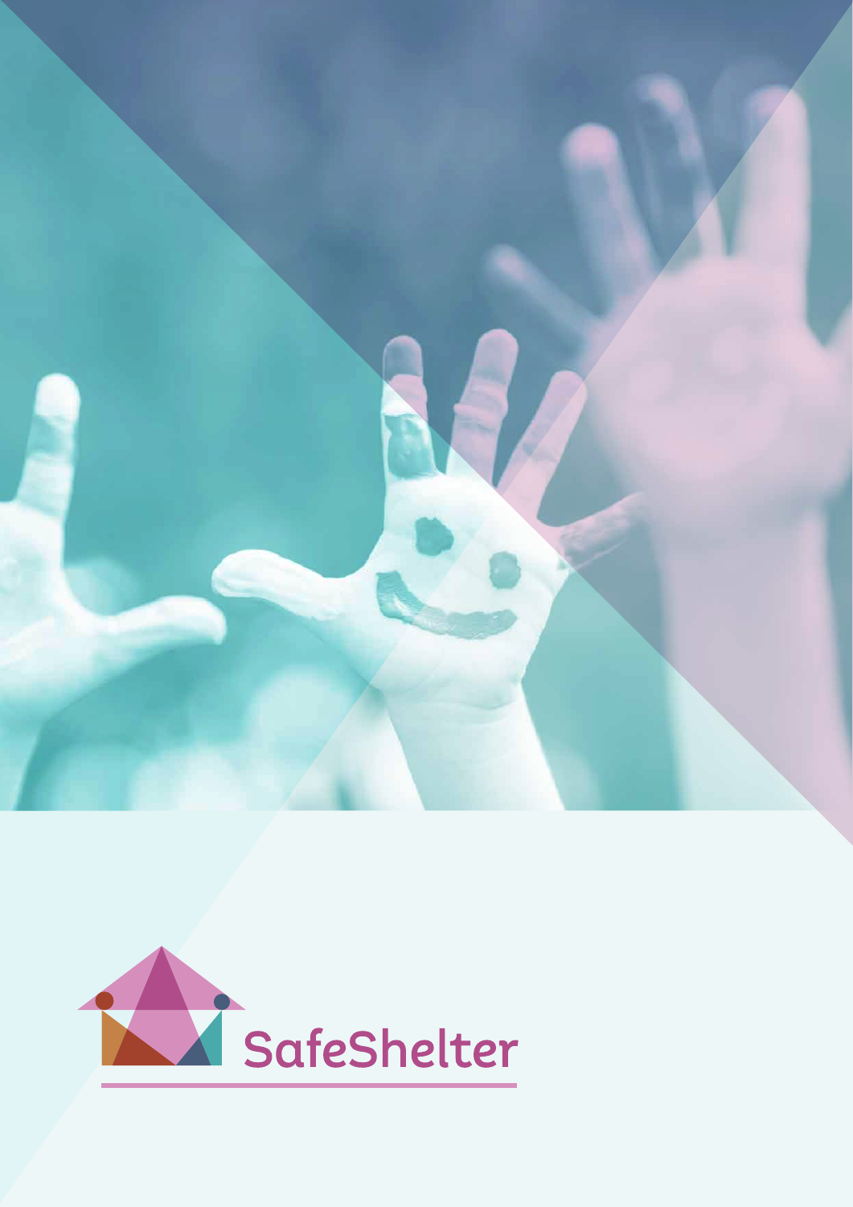SafeShelter